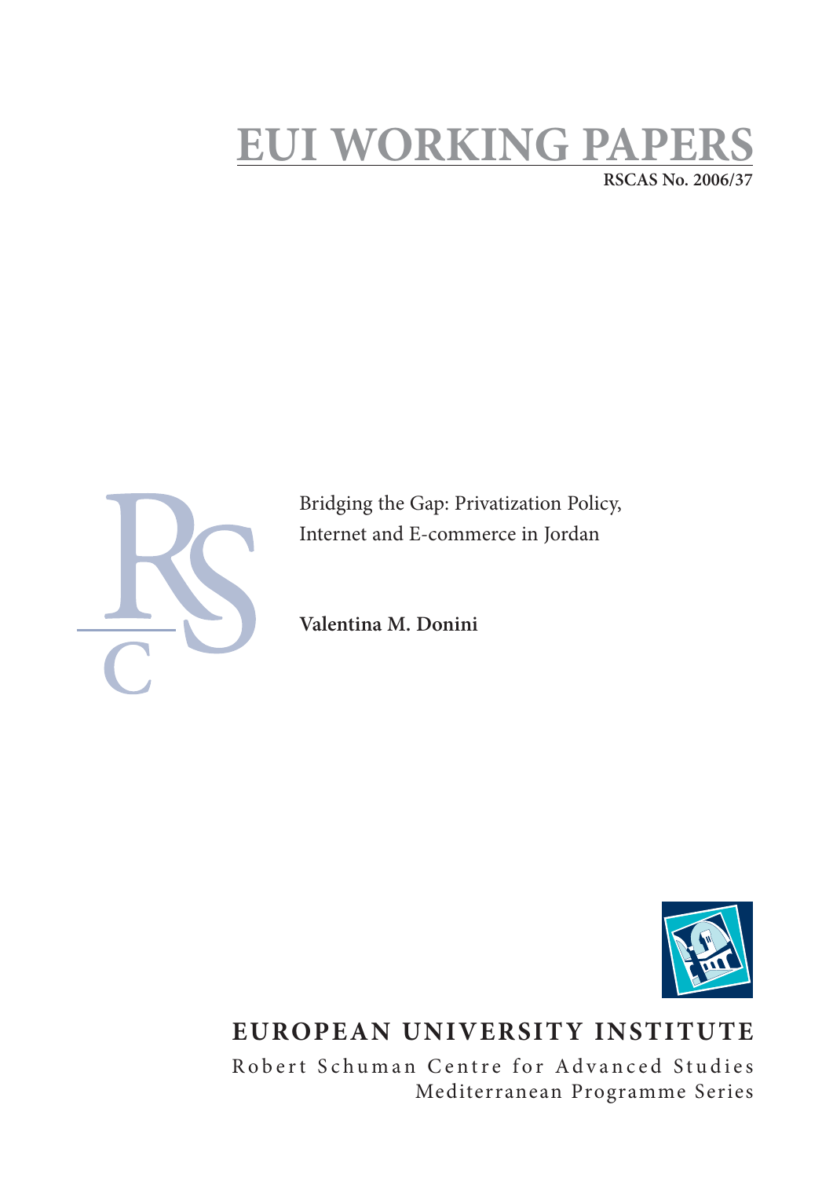# EUI WORKING PAPERS

RSCAS No. 2006/37

Bridging the Gap: Privatization Policy, Internet and E-commerce in Jordan

**Valentina M. Donini**

**EUROPEAN UNIVERSITY INSTITUTE**

Robert Schuman Centre for Advanced Studies
Mediterranean Programme Series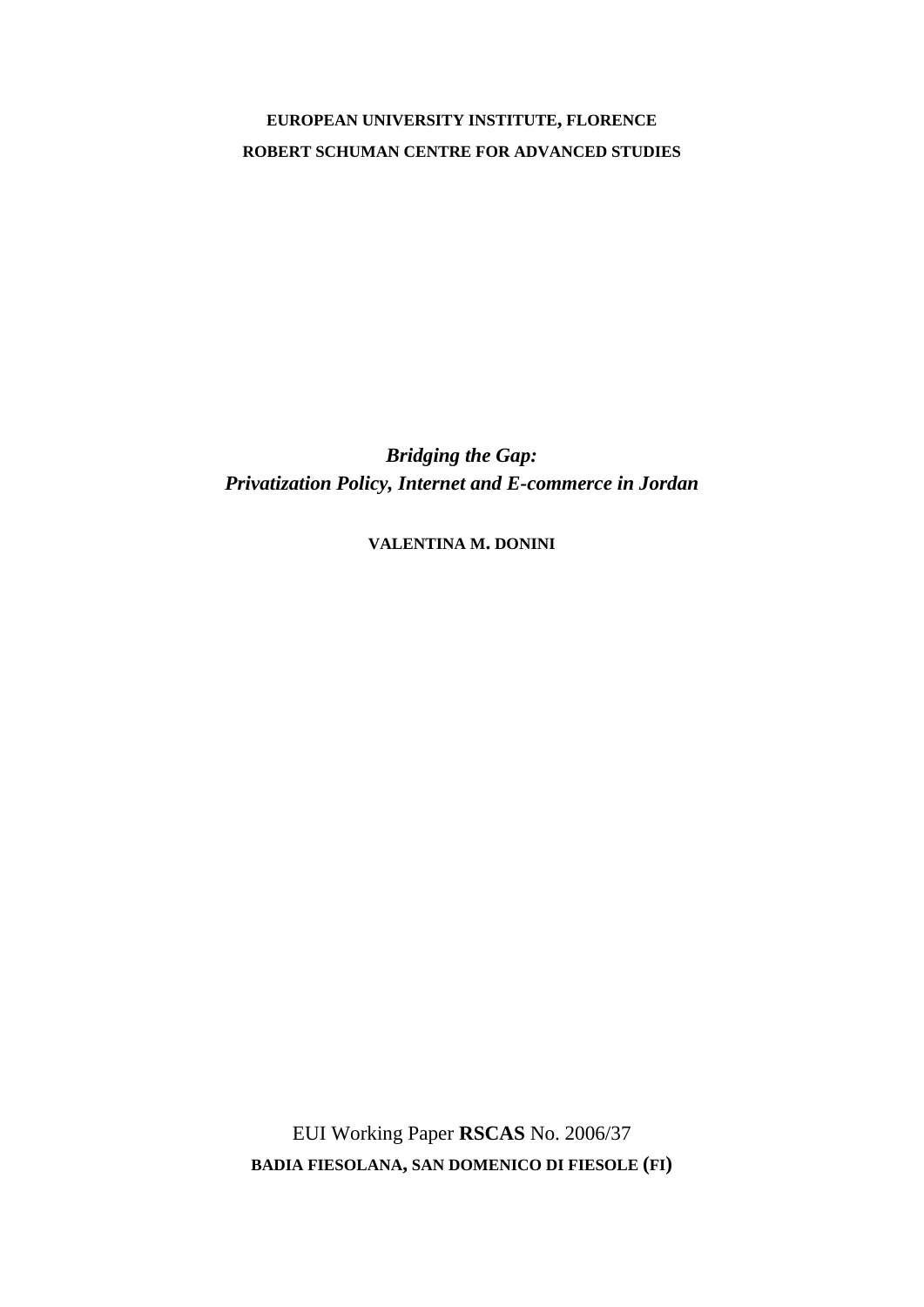**EUROPEAN UNIVERSITY INSTITUTE, FLORENCE**

**ROBERT SCHUMAN CENTRE FOR ADVANCED STUDIES**

# *Bridging the Gap:*
# *Privatization Policy, Internet and E-commerce in Jordan*

**VALENTINA M. DONINI**

EUI Working Paper **RSCAS** No. 2006/37

**BADIA FIESOLANA, SAN DOMENICO DI FIESOLE (FI)**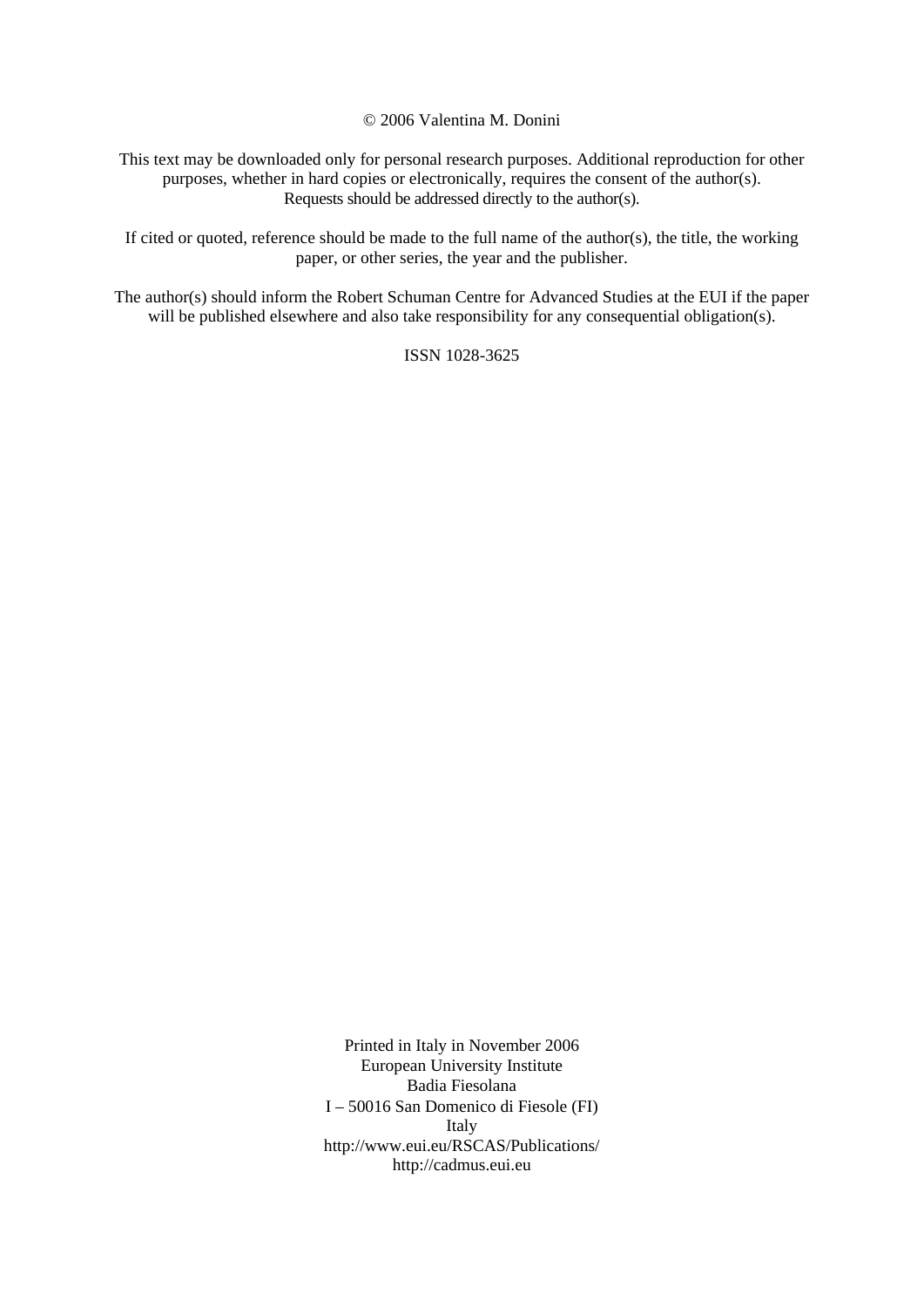© 2006 Valentina M. Donini

This text may be downloaded only for personal research purposes. Additional reproduction for other purposes, whether in hard copies or electronically, requires the consent of the author(s). Requests should be addressed directly to the author(s).

If cited or quoted, reference should be made to the full name of the author(s), the title, the working paper, or other series, the year and the publisher.

The author(s) should inform the Robert Schuman Centre for Advanced Studies at the EUI if the paper will be published elsewhere and also take responsibility for any consequential obligation(s).

ISSN 1028-3625

Printed in Italy in November 2006
European University Institute
Badia Fiesolana
I – 50016 San Domenico di Fiesole (FI)
Italy
http://www.eui.eu/RSCAS/Publications/
http://cadmus.eui.eu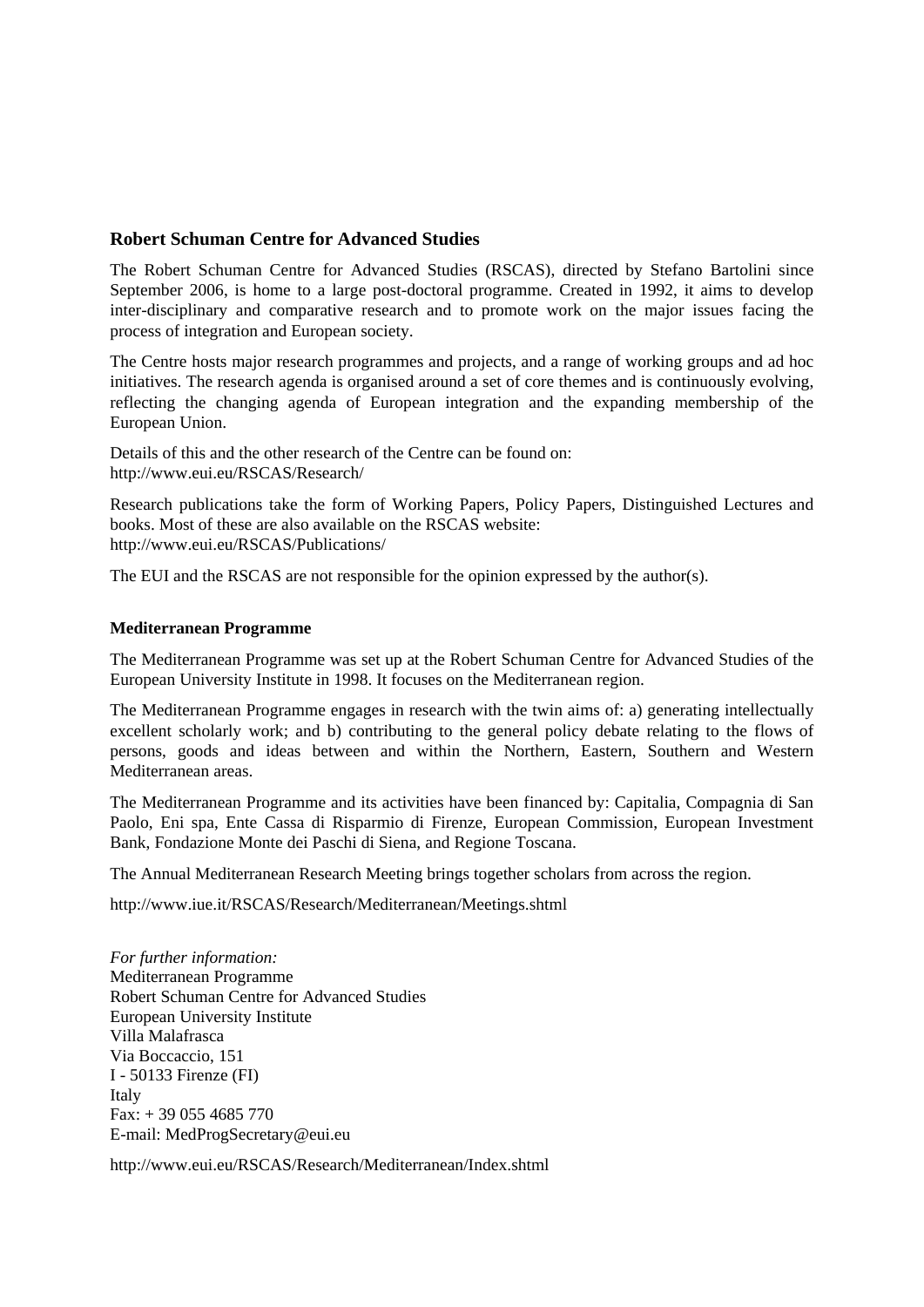## Robert Schuman Centre for Advanced Studies

The Robert Schuman Centre for Advanced Studies (RSCAS), directed by Stefano Bartolini since September 2006, is home to a large post-doctoral programme. Created in 1992, it aims to develop inter-disciplinary and comparative research and to promote work on the major issues facing the process of integration and European society.

The Centre hosts major research programmes and projects, and a range of working groups and ad hoc initiatives. The research agenda is organised around a set of core themes and is continuously evolving, reflecting the changing agenda of European integration and the expanding membership of the European Union.

Details of this and the other research of the Centre can be found on:
http://www.eui.eu/RSCAS/Research/

Research publications take the form of Working Papers, Policy Papers, Distinguished Lectures and books. Most of these are also available on the RSCAS website:
http://www.eui.eu/RSCAS/Publications/

The EUI and the RSCAS are not responsible for the opinion expressed by the author(s).

### Mediterranean Programme

The Mediterranean Programme was set up at the Robert Schuman Centre for Advanced Studies of the European University Institute in 1998. It focuses on the Mediterranean region.

The Mediterranean Programme engages in research with the twin aims of: a) generating intellectually excellent scholarly work; and b) contributing to the general policy debate relating to the flows of persons, goods and ideas between and within the Northern, Eastern, Southern and Western Mediterranean areas.

The Mediterranean Programme and its activities have been financed by: Capitalia, Compagnia di San Paolo, Eni spa, Ente Cassa di Risparmio di Firenze, European Commission, European Investment Bank, Fondazione Monte dei Paschi di Siena, and Regione Toscana.

The Annual Mediterranean Research Meeting brings together scholars from across the region.

http://www.iue.it/RSCAS/Research/Mediterranean/Meetings.shtml

*For further information:*
Mediterranean Programme
Robert Schuman Centre for Advanced Studies
European University Institute
Villa Malafrasca
Via Boccaccio, 151
I - 50133 Firenze (FI)
Italy
Fax: + 39 055 4685 770
E-mail: MedProgSecretary@eui.eu

http://www.eui.eu/RSCAS/Research/Mediterranean/Index.shtml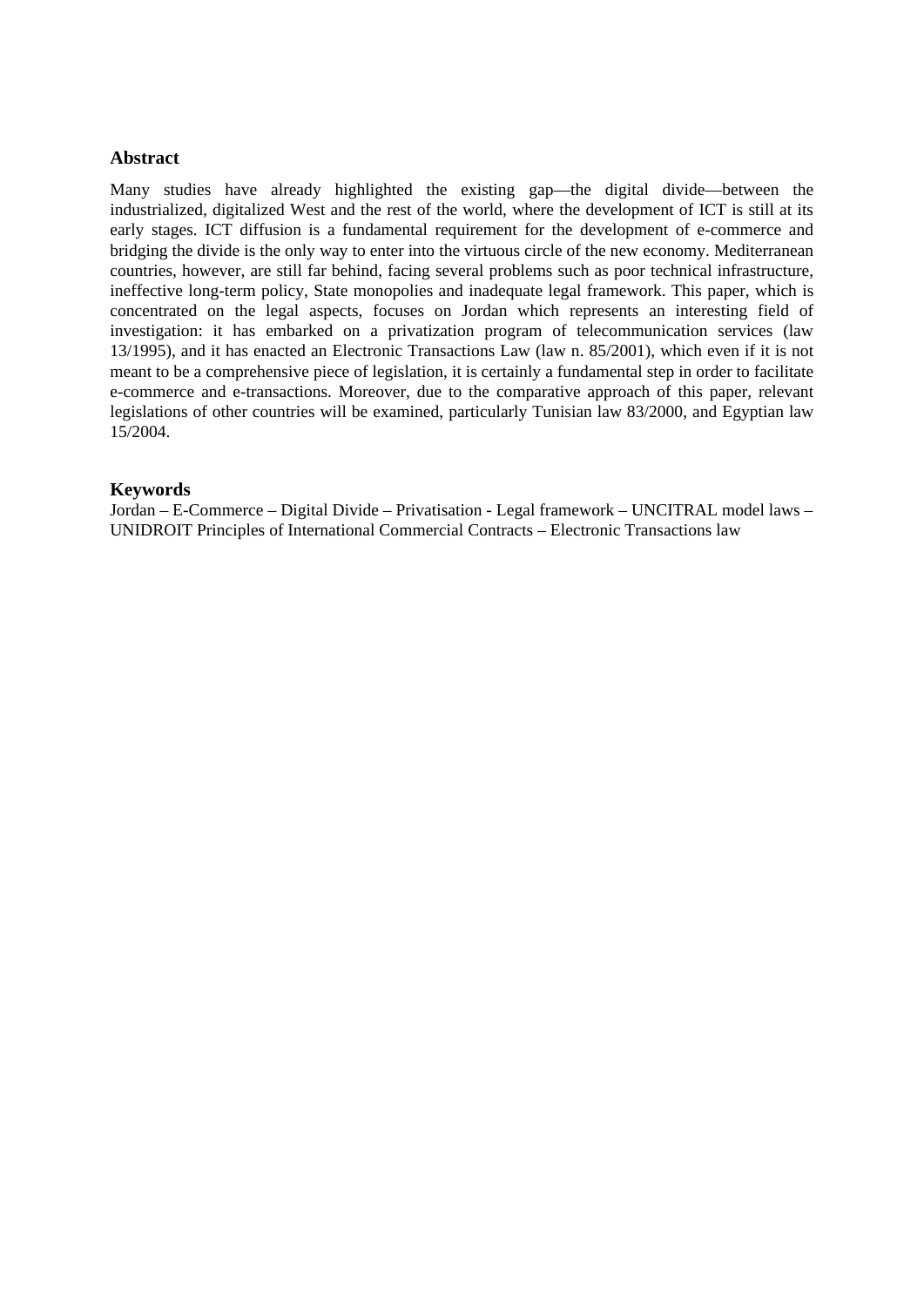## Abstract

Many studies have already highlighted the existing gap—the digital divide—between the industrialized, digitalized West and the rest of the world, where the development of ICT is still at its early stages. ICT diffusion is a fundamental requirement for the development of e-commerce and bridging the divide is the only way to enter into the virtuous circle of the new economy. Mediterranean countries, however, are still far behind, facing several problems such as poor technical infrastructure, ineffective long-term policy, State monopolies and inadequate legal framework. This paper, which is concentrated on the legal aspects, focuses on Jordan which represents an interesting field of investigation: it has embarked on a privatization program of telecommunication services (law 13/1995), and it has enacted an Electronic Transactions Law (law n. 85/2001), which even if it is not meant to be a comprehensive piece of legislation, it is certainly a fundamental step in order to facilitate e-commerce and e-transactions. Moreover, due to the comparative approach of this paper, relevant legislations of other countries will be examined, particularly Tunisian law 83/2000, and Egyptian law 15/2004.

## Keywords

Jordan – E-Commerce – Digital Divide – Privatisation - Legal framework – UNCITRAL model laws – UNIDROIT Principles of International Commercial Contracts – Electronic Transactions law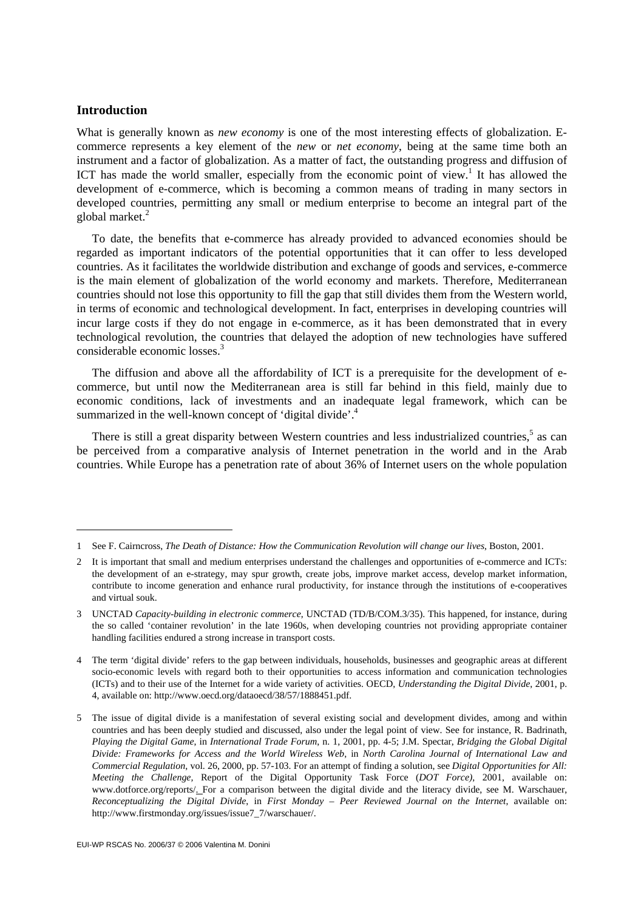## Introduction

What is generally known as *new economy* is one of the most interesting effects of globalization. E-commerce represents a key element of the *new* or *net economy*, being at the same time both an instrument and a factor of globalization. As a matter of fact, the outstanding progress and diffusion of ICT has made the world smaller, especially from the economic point of view.[1] It has allowed the development of e-commerce, which is becoming a common means of trading in many sectors in developed countries, permitting any small or medium enterprise to become an integral part of the global market.[2]

To date, the benefits that e-commerce has already provided to advanced economies should be regarded as important indicators of the potential opportunities that it can offer to less developed countries. As it facilitates the worldwide distribution and exchange of goods and services, e-commerce is the main element of globalization of the world economy and markets. Therefore, Mediterranean countries should not lose this opportunity to fill the gap that still divides them from the Western world, in terms of economic and technological development. In fact, enterprises in developing countries will incur large costs if they do not engage in e-commerce, as it has been demonstrated that in every technological revolution, the countries that delayed the adoption of new technologies have suffered considerable economic losses.[3]

The diffusion and above all the affordability of ICT is a prerequisite for the development of e-commerce, but until now the Mediterranean area is still far behind in this field, mainly due to economic conditions, lack of investments and an inadequate legal framework, which can be summarized in the well-known concept of 'digital divide'.[4]

There is still a great disparity between Western countries and less industrialized countries,[5] as can be perceived from a comparative analysis of Internet penetration in the world and in the Arab countries. While Europe has a penetration rate of about 36% of Internet users on the whole population

---

1 See F. Cairncross, *The Death of Distance: How the Communication Revolution will change our lives*, Boston, 2001.

2 It is important that small and medium enterprises understand the challenges and opportunities of e-commerce and ICTs: the development of an e-strategy, may spur growth, create jobs, improve market access, develop market information, contribute to income generation and enhance rural productivity, for instance through the institutions of e-cooperatives and virtual souk.

3 UNCTAD *Capacity-building in electronic commerce*, UNCTAD (TD/B/COM.3/35). This happened, for instance, during the so called 'container revolution' in the late 1960s, when developing countries not providing appropriate container handling facilities endured a strong increase in transport costs.

4 The term 'digital divide' refers to the gap between individuals, households, businesses and geographic areas at different socio-economic levels with regard both to their opportunities to access information and communication technologies (ICTs) and to their use of the Internet for a wide variety of activities. OECD, *Understanding the Digital Divide*, 2001, p. 4, available on: http://www.oecd.org/dataoecd/38/57/1888451.pdf.

5 The issue of digital divide is a manifestation of several existing social and development divides, among and within countries and has been deeply studied and discussed, also under the legal point of view. See for instance, R. Badrinath, *Playing the Digital Game*, in *International Trade Forum*, n. 1, 2001, pp. 4-5; J.M. Spectar, *Bridging the Global Digital Divide: Frameworks for Access and the World Wireless Web*, in *North Carolina Journal of International Law and Commercial Regulation*, vol. 26, 2000, pp. 57-103. For an attempt of finding a solution, see *Digital Opportunities for All: Meeting the Challenge,* Report of the Digital Opportunity Task Force (*DOT Force)*, 2001, available on: www.dotforce.org/reports/. For a comparison between the digital divide and the literacy divide, see M. Warschauer, *Reconceptualizing the Digital Divide*, in *First Monday – Peer Reviewed Journal on the Internet*, available on: http://www.firstmonday.org/issues/issue7_7/warschauer/.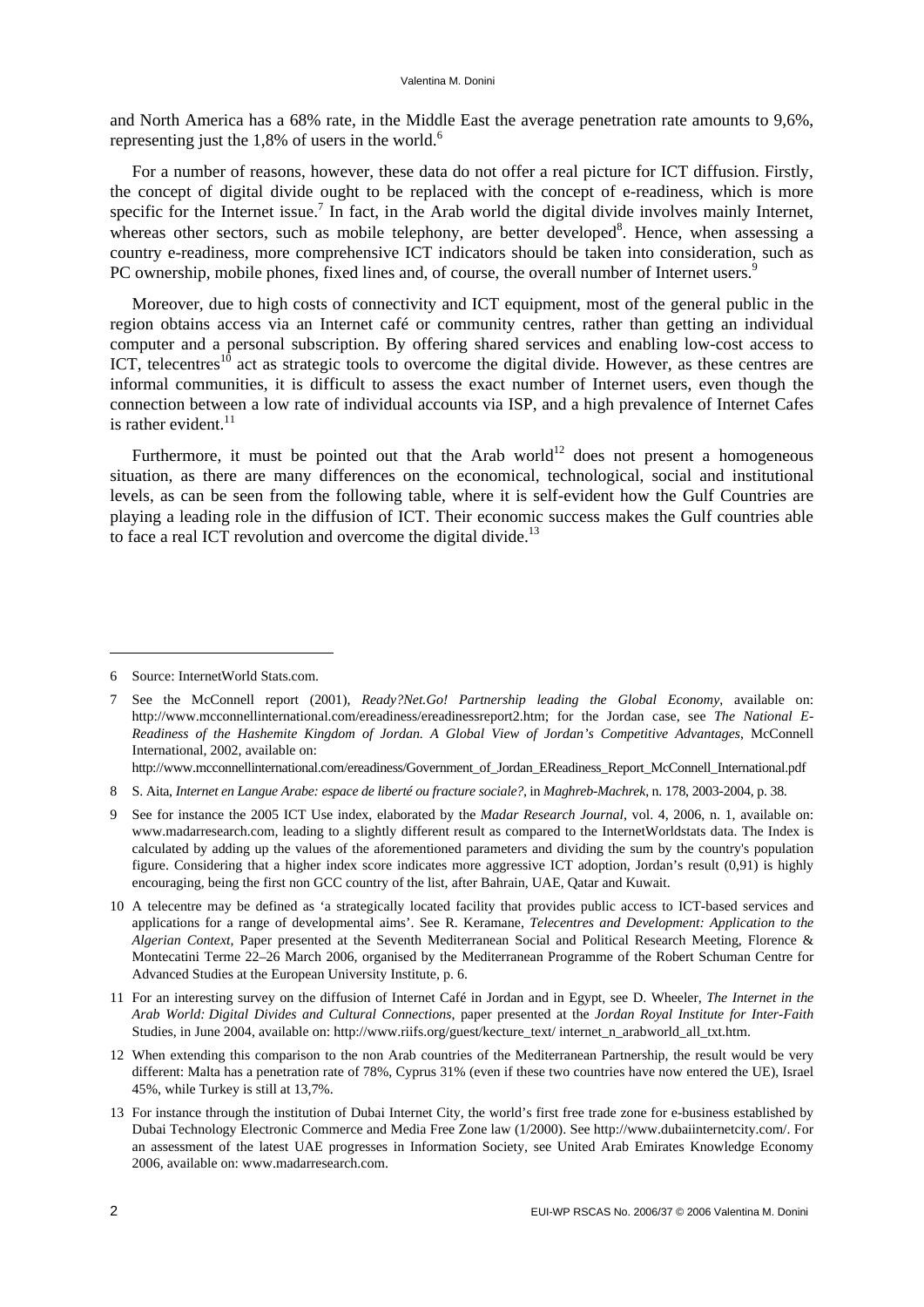and North America has a 68% rate, in the Middle East the average penetration rate amounts to 9,6%, representing just the 1,8% of users in the world.[6]

For a number of reasons, however, these data do not offer a real picture for ICT diffusion. Firstly, the concept of digital divide ought to be replaced with the concept of e-readiness, which is more specific for the Internet issue.[7] In fact, in the Arab world the digital divide involves mainly Internet, whereas other sectors, such as mobile telephony, are better developed[8]. Hence, when assessing a country e-readiness, more comprehensive ICT indicators should be taken into consideration, such as PC ownership, mobile phones, fixed lines and, of course, the overall number of Internet users.[9]

Moreover, due to high costs of connectivity and ICT equipment, most of the general public in the region obtains access via an Internet café or community centres, rather than getting an individual computer and a personal subscription. By offering shared services and enabling low-cost access to ICT, telecentres[10] act as strategic tools to overcome the digital divide. However, as these centres are informal communities, it is difficult to assess the exact number of Internet users, even though the connection between a low rate of individual accounts via ISP, and a high prevalence of Internet Cafes is rather evident.[11]

Furthermore, it must be pointed out that the Arab world[12] does not present a homogeneous situation, as there are many differences on the economical, technological, social and institutional levels, as can be seen from the following table, where it is self-evident how the Gulf Countries are playing a leading role in the diffusion of ICT. Their economic success makes the Gulf countries able to face a real ICT revolution and overcome the digital divide.[13]

---

6 Source: InternetWorld Stats.com.

7 See the McConnell report (2001), *Ready?Net.Go! Partnership leading the Global Economy*, available on: http://www.mcconnellinternational.com/ereadiness/ereadinessreport2.htm; for the Jordan case, see *The National E-Readiness of the Hashemite Kingdom of Jordan. A Global View of Jordan's Competitive Advantages*, McConnell International, 2002, available on: http://www.mcconnellinternational.com/ereadiness/Government_of_Jordan_EReadiness_Report_McConnell_International.pdf

8 S. Aita, *Internet en Langue Arabe: espace de liberté ou fracture sociale?*, in *Maghreb-Machrek*, n. 178, 2003-2004, p. 38.

9 See for instance the 2005 ICT Use index, elaborated by the *Madar Research Journal*, vol. 4, 2006, n. 1, available on: www.madarresearch.com, leading to a slightly different result as compared to the InternetWorldstats data. The Index is calculated by adding up the values of the aforementioned parameters and dividing the sum by the country's population figure. Considering that a higher index score indicates more aggressive ICT adoption, Jordan's result (0,91) is highly encouraging, being the first non GCC country of the list, after Bahrain, UAE, Qatar and Kuwait.

10 A telecentre may be defined as 'a strategically located facility that provides public access to ICT-based services and applications for a range of developmental aims'. See R. Keramane, *Telecentres and Development: Application to the Algerian Context*, Paper presented at the Seventh Mediterranean Social and Political Research Meeting, Florence & Montecatini Terme 22–26 March 2006, organised by the Mediterranean Programme of the Robert Schuman Centre for Advanced Studies at the European University Institute, p. 6.

11 For an interesting survey on the diffusion of Internet Café in Jordan and in Egypt, see D. Wheeler, *The Internet in the Arab World: Digital Divides and Cultural Connections*, paper presented at the *Jordan Royal Institute for Inter-Faith* Studies, in June 2004, available on: http://www.riifs.org/guest/kecture_text/ internet_n_arabworld_all_txt.htm.

12 When extending this comparison to the non Arab countries of the Mediterranean Partnership, the result would be very different: Malta has a penetration rate of 78%, Cyprus 31% (even if these two countries have now entered the UE), Israel 45%, while Turkey is still at 13,7%.

13 For instance through the institution of Dubai Internet City, the world's first free trade zone for e-business established by Dubai Technology Electronic Commerce and Media Free Zone law (1/2000). See http://www.dubaiinternetcity.com/. For an assessment of the latest UAE progresses in Information Society, see United Arab Emirates Knowledge Economy 2006, available on: www.madarresearch.com.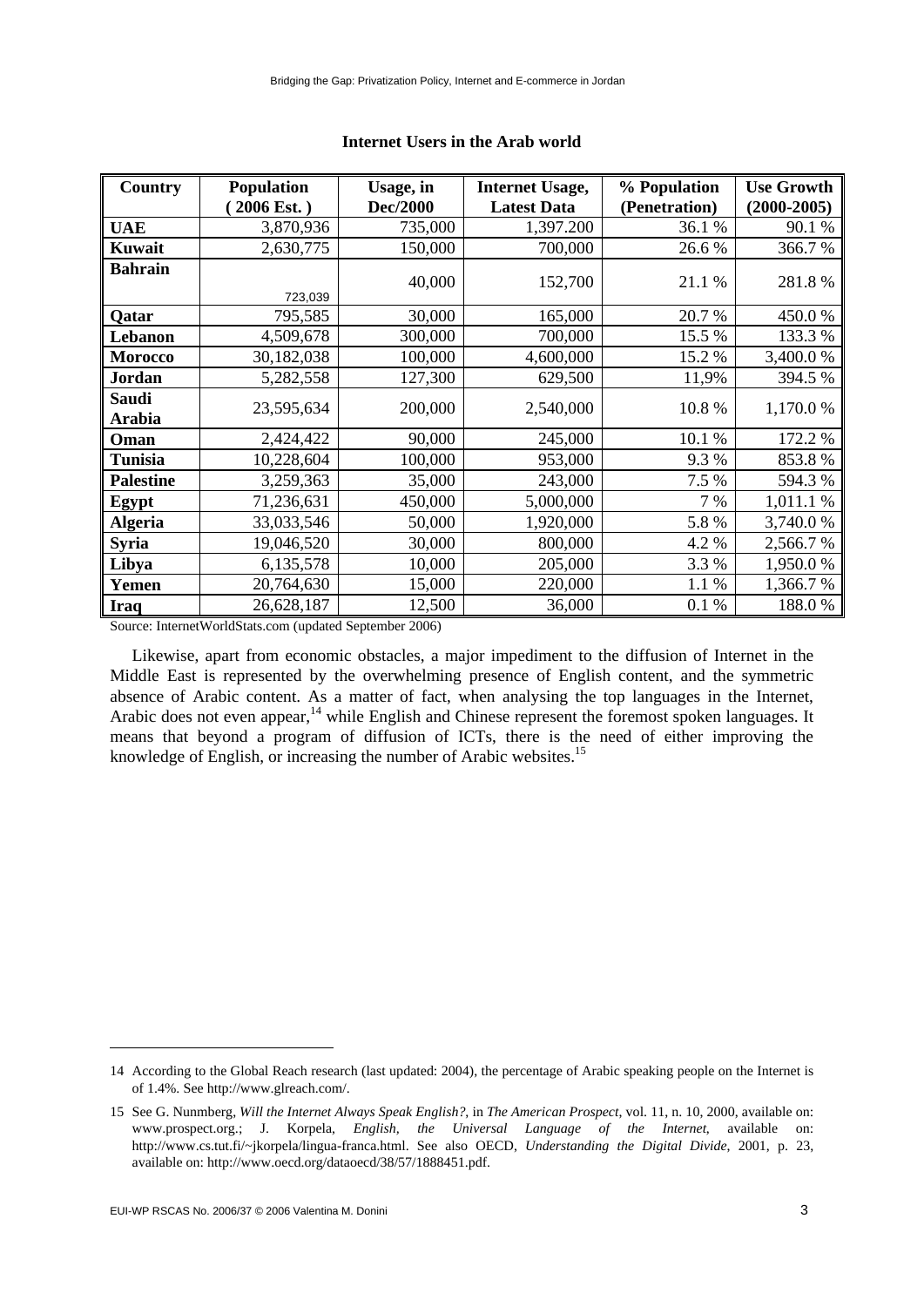**Internet Users in the Arab world**

| Country | Population ( 2006 Est. ) | Usage, in Dec/2000 | Internet Usage, Latest Data | % Population (Penetration) | Use Growth (2000-2005) |
|---|---|---|---|---|---|
| **UAE** | 3,870,936 | 735,000 | 1,397.200 | 36.1 % | 90.1 % |
| **Kuwait** | 2,630,775 | 150,000 | 700,000 | 26.6 % | 366.7 % |
| **Bahrain** | 723,039 | 40,000 | 152,700 | 21.1 % | 281.8 % |
| **Qatar** | 795,585 | 30,000 | 165,000 | 20.7 % | 450.0 % |
| **Lebanon** | 4,509,678 | 300,000 | 700,000 | 15.5 % | 133.3 % |
| **Morocco** | 30,182,038 | 100,000 | 4,600,000 | 15.2 % | 3,400.0 % |
| **Jordan** | 5,282,558 | 127,300 | 629,500 | 11,9% | 394.5 % |
| **Saudi Arabia** | 23,595,634 | 200,000 | 2,540,000 | 10.8 % | 1,170.0 % |
| **Oman** | 2,424,422 | 90,000 | 245,000 | 10.1 % | 172.2 % |
| **Tunisia** | 10,228,604 | 100,000 | 953,000 | 9.3 % | 853.8 % |
| **Palestine** | 3,259,363 | 35,000 | 243,000 | 7.5 % | 594.3 % |
| **Egypt** | 71,236,631 | 450,000 | 5,000,000 | 7 % | 1,011.1 % |
| **Algeria** | 33,033,546 | 50,000 | 1,920,000 | 5.8 % | 3,740.0 % |
| **Syria** | 19,046,520 | 30,000 | 800,000 | 4.2 % | 2,566.7 % |
| **Libya** | 6,135,578 | 10,000 | 205,000 | 3.3 % | 1,950.0 % |
| **Yemen** | 20,764,630 | 15,000 | 220,000 | 1.1 % | 1,366.7 % |
| **Iraq** | 26,628,187 | 12,500 | 36,000 | 0.1 % | 188.0 % |

Source: InternetWorldStats.com (updated September 2006)

Likewise, apart from economic obstacles, a major impediment to the diffusion of Internet in the Middle East is represented by the overwhelming presence of English content, and the symmetric absence of Arabic content. As a matter of fact, when analysing the top languages in the Internet, Arabic does not even appear,[14] while English and Chinese represent the foremost spoken languages. It means that beyond a program of diffusion of ICTs, there is the need of either improving the knowledge of English, or increasing the number of Arabic websites.[15]

---

14 According to the Global Reach research (last updated: 2004), the percentage of Arabic speaking people on the Internet is of 1.4%. See http://www.glreach.com/.

15 See G. Nunmberg, *Will the Internet Always Speak English?*, in *The American Prospect*, vol. 11, n. 10, 2000, available on: www.prospect.org.; J. Korpela, *English, the Universal Language of the Internet*, available on: http://www.cs.tut.fi/~jkorpela/lingua-franca.html. See also OECD, *Understanding the Digital Divide*, 2001, p. 23, available on: http://www.oecd.org/dataoecd/38/57/1888451.pdf.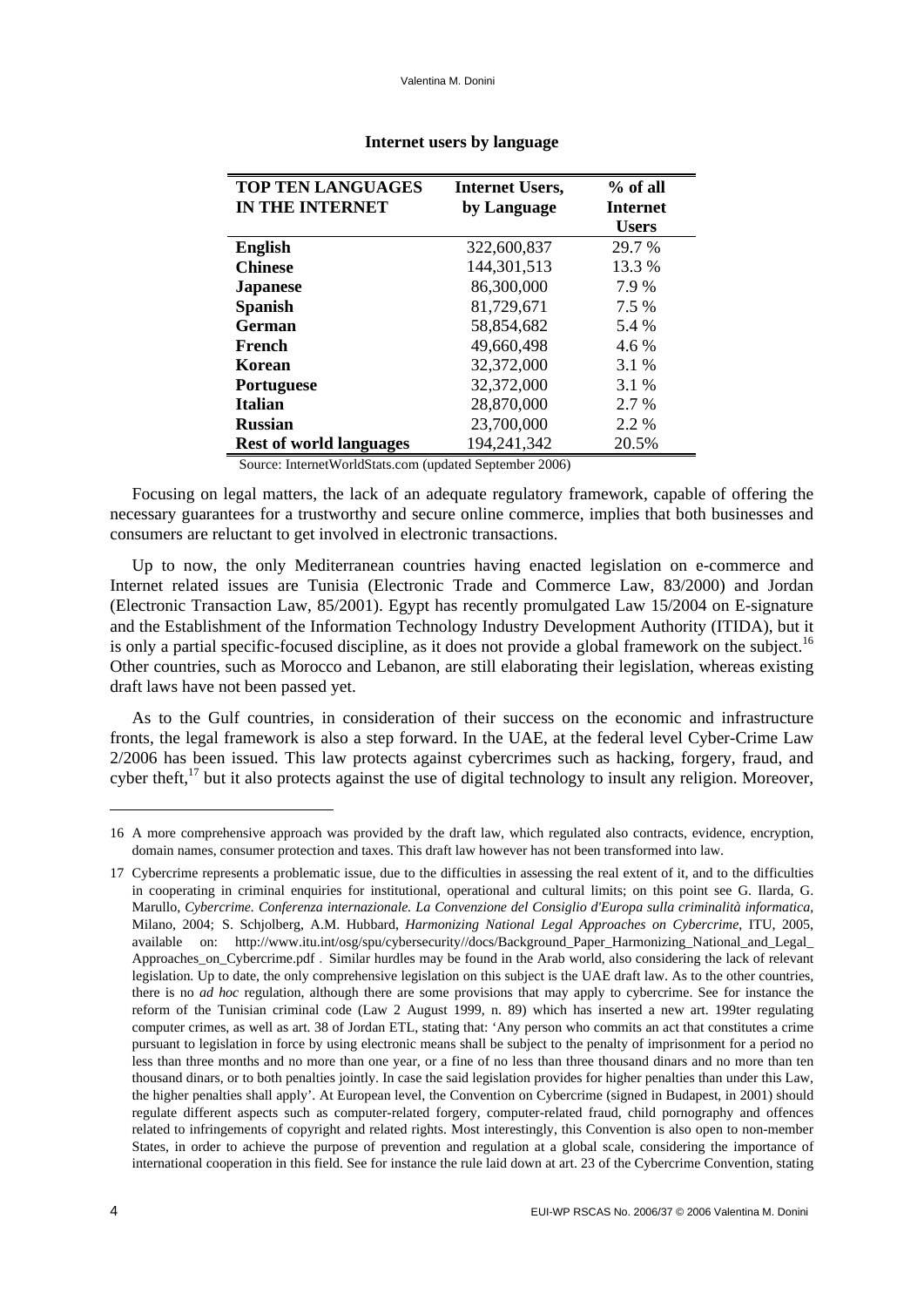**Internet users by language**

| TOP TEN LANGUAGES IN THE INTERNET | Internet Users, by Language | % of all Internet Users |
|---|---|---|
| **English** | 322,600,837 | 29.7 % |
| **Chinese** | 144,301,513 | 13.3 % |
| **Japanese** | 86,300,000 | 7.9 % |
| **Spanish** | 81,729,671 | 7.5 % |
| **German** | 58,854,682 | 5.4 % |
| **French** | 49,660,498 | 4.6 % |
| **Korean** | 32,372,000 | 3.1 % |
| **Portuguese** | 32,372,000 | 3.1 % |
| **Italian** | 28,870,000 | 2.7 % |
| **Russian** | 23,700,000 | 2.2 % |
| **Rest of world languages** | 194,241,342 | 20.5% |

Source: InternetWorldStats.com (updated September 2006)

Focusing on legal matters, the lack of an adequate regulatory framework, capable of offering the necessary guarantees for a trustworthy and secure online commerce, implies that both businesses and consumers are reluctant to get involved in electronic transactions.

Up to now, the only Mediterranean countries having enacted legislation on e-commerce and Internet related issues are Tunisia (Electronic Trade and Commerce Law, 83/2000) and Jordan (Electronic Transaction Law, 85/2001). Egypt has recently promulgated Law 15/2004 on E-signature and the Establishment of the Information Technology Industry Development Authority (ITIDA), but it is only a partial specific-focused discipline, as it does not provide a global framework on the subject.[16] Other countries, such as Morocco and Lebanon, are still elaborating their legislation, whereas existing draft laws have not been passed yet.

As to the Gulf countries, in consideration of their success on the economic and infrastructure fronts, the legal framework is also a step forward. In the UAE, at the federal level Cyber-Crime Law 2/2006 has been issued. This law protects against cybercrimes such as hacking, forgery, fraud, and cyber theft,[17] but it also protects against the use of digital technology to insult any religion. Moreover,

16 A more comprehensive approach was provided by the draft law, which regulated also contracts, evidence, encryption, domain names, consumer protection and taxes. This draft law however has not been transformed into law.

17 Cybercrime represents a problematic issue, due to the difficulties in assessing the real extent of it, and to the difficulties in cooperating in criminal enquiries for institutional, operational and cultural limits; on this point see G. Ilarda, G. Marullo, *Cybercrime. Conferenza internazionale. La Convenzione del Consiglio d'Europa sulla criminalità informatica*, Milano, 2004; S. Schjolberg, A.M. Hubbard, *Harmonizing National Legal Approaches on Cybercrime*, ITU, 2005, available on: http://www.itu.int/osg/spu/cybersecurity//docs/Background_Paper_Harmonizing_National_and_Legal_Approaches_on_Cybercrime.pdf . Similar hurdles may be found in the Arab world, also considering the lack of relevant legislation. Up to date, the only comprehensive legislation on this subject is the UAE draft law. As to the other countries, there is no *ad hoc* regulation, although there are some provisions that may apply to cybercrime. See for instance the reform of the Tunisian criminal code (Law 2 August 1999, n. 89) which has inserted a new art. 199ter regulating computer crimes, as well as art. 38 of Jordan ETL, stating that: 'Any person who commits an act that constitutes a crime pursuant to legislation in force by using electronic means shall be subject to the penalty of imprisonment for a period no less than three months and no more than one year, or a fine of no less than three thousand dinars and no more than ten thousand dinars, or to both penalties jointly. In case the said legislation provides for higher penalties than under this Law, the higher penalties shall apply'. At European level, the Convention on Cybercrime (signed in Budapest, in 2001) should regulate different aspects such as computer-related forgery, computer-related fraud, child pornography and offences related to infringements of copyright and related rights. Most interestingly, this Convention is also open to non-member States, in order to achieve the purpose of prevention and regulation at a global scale, considering the importance of international cooperation in this field. See for instance the rule laid down at art. 23 of the Cybercrime Convention, stating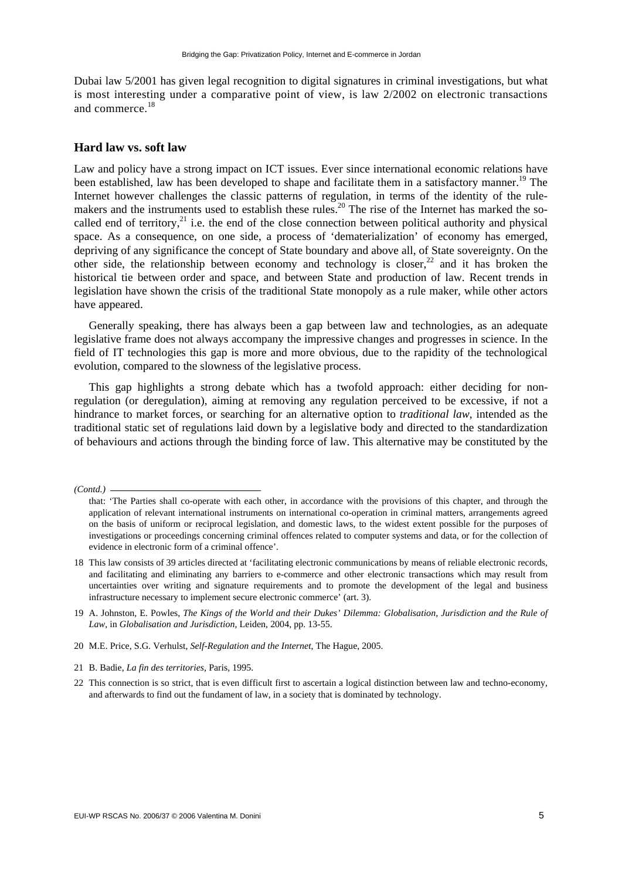Dubai law 5/2001 has given legal recognition to digital signatures in criminal investigations, but what is most interesting under a comparative point of view, is law 2/2002 on electronic transactions and commerce.[18]

## Hard law vs. soft law

Law and policy have a strong impact on ICT issues. Ever since international economic relations have been established, law has been developed to shape and facilitate them in a satisfactory manner.[19] The Internet however challenges the classic patterns of regulation, in terms of the identity of the rule-makers and the instruments used to establish these rules.[20] The rise of the Internet has marked the so-called end of territory,[21] i.e. the end of the close connection between political authority and physical space. As a consequence, on one side, a process of 'dematerialization' of economy has emerged, depriving of any significance the concept of State boundary and above all, of State sovereignty. On the other side, the relationship between economy and technology is closer,[22] and it has broken the historical tie between order and space, and between State and production of law. Recent trends in legislation have shown the crisis of the traditional State monopoly as a rule maker, while other actors have appeared.

Generally speaking, there has always been a gap between law and technologies, as an adequate legislative frame does not always accompany the impressive changes and progresses in science. In the field of IT technologies this gap is more and more obvious, due to the rapidity of the technological evolution, compared to the slowness of the legislative process.

This gap highlights a strong debate which has a twofold approach: either deciding for non-regulation (or deregulation), aiming at removing any regulation perceived to be excessive, if not a hindrance to market forces, or searching for an alternative option to *traditional law*, intended as the traditional static set of regulations laid down by a legislative body and directed to the standardization of behaviours and actions through the binding force of law. This alternative may be constituted by the

---

*(Contd.)*

that: 'The Parties shall co-operate with each other, in accordance with the provisions of this chapter, and through the application of relevant international instruments on international co-operation in criminal matters, arrangements agreed on the basis of uniform or reciprocal legislation, and domestic laws, to the widest extent possible for the purposes of investigations or proceedings concerning criminal offences related to computer systems and data, or for the collection of evidence in electronic form of a criminal offence'.

18 This law consists of 39 articles directed at 'facilitating electronic communications by means of reliable electronic records, and facilitating and eliminating any barriers to e-commerce and other electronic transactions which may result from uncertainties over writing and signature requirements and to promote the development of the legal and business infrastructure necessary to implement secure electronic commerce' (art. 3).

19 A. Johnston, E. Powles, *The Kings of the World and their Dukes' Dilemma: Globalisation, Jurisdiction and the Rule of Law*, in *Globalisation and Jurisdiction*, Leiden, 2004, pp. 13-55.

20 M.E. Price, S.G. Verhulst, *Self-Regulation and the Internet*, The Hague, 2005.

21 B. Badie, *La fin des territories*, Paris, 1995.

22 This connection is so strict, that is even difficult first to ascertain a logical distinction between law and techno-economy, and afterwards to find out the fundament of law, in a society that is dominated by technology.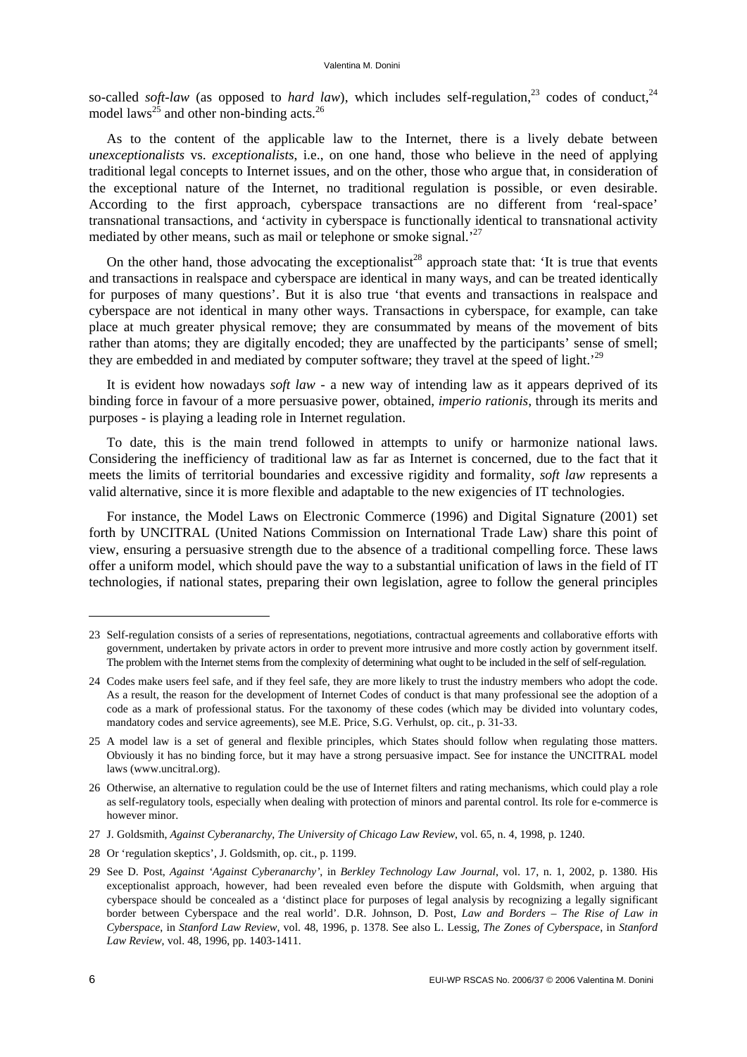so-called *soft-law* (as opposed to *hard law*), which includes self-regulation,[23] codes of conduct,[24] model laws[25] and other non-binding acts.[26]

As to the content of the applicable law to the Internet, there is a lively debate between *unexceptionalists* vs. *exceptionalists*, i.e., on one hand, those who believe in the need of applying traditional legal concepts to Internet issues, and on the other, those who argue that, in consideration of the exceptional nature of the Internet, no traditional regulation is possible, or even desirable. According to the first approach, cyberspace transactions are no different from 'real-space' transnational transactions, and 'activity in cyberspace is functionally identical to transnational activity mediated by other means, such as mail or telephone or smoke signal.'[27]

On the other hand, those advocating the exceptionalist[28] approach state that: 'It is true that events and transactions in realspace and cyberspace are identical in many ways, and can be treated identically for purposes of many questions'. But it is also true 'that events and transactions in realspace and cyberspace are not identical in many other ways. Transactions in cyberspace, for example, can take place at much greater physical remove; they are consummated by means of the movement of bits rather than atoms; they are digitally encoded; they are unaffected by the participants' sense of smell; they are embedded in and mediated by computer software; they travel at the speed of light.'[29]

It is evident how nowadays *soft law* - a new way of intending law as it appears deprived of its binding force in favour of a more persuasive power, obtained, *imperio rationis*, through its merits and purposes - is playing a leading role in Internet regulation.

To date, this is the main trend followed in attempts to unify or harmonize national laws. Considering the inefficiency of traditional law as far as Internet is concerned, due to the fact that it meets the limits of territorial boundaries and excessive rigidity and formality, *soft law* represents a valid alternative, since it is more flexible and adaptable to the new exigencies of IT technologies.

For instance, the Model Laws on Electronic Commerce (1996) and Digital Signature (2001) set forth by UNCITRAL (United Nations Commission on International Trade Law) share this point of view, ensuring a persuasive strength due to the absence of a traditional compelling force. These laws offer a uniform model, which should pave the way to a substantial unification of laws in the field of IT technologies, if national states, preparing their own legislation, agree to follow the general principles

---

23 Self-regulation consists of a series of representations, negotiations, contractual agreements and collaborative efforts with government, undertaken by private actors in order to prevent more intrusive and more costly action by government itself. The problem with the Internet stems from the complexity of determining what ought to be included in the self of self-regulation.

24 Codes make users feel safe, and if they feel safe, they are more likely to trust the industry members who adopt the code. As a result, the reason for the development of Internet Codes of conduct is that many professional see the adoption of a code as a mark of professional status. For the taxonomy of these codes (which may be divided into voluntary codes, mandatory codes and service agreements), see M.E. Price, S.G. Verhulst, op. cit., p. 31-33.

25 A model law is a set of general and flexible principles, which States should follow when regulating those matters. Obviously it has no binding force, but it may have a strong persuasive impact. See for instance the UNCITRAL model laws (www.uncitral.org).

26 Otherwise, an alternative to regulation could be the use of Internet filters and rating mechanisms, which could play a role as self-regulatory tools, especially when dealing with protection of minors and parental control. Its role for e-commerce is however minor.

27 J. Goldsmith, *Against Cyberanarchy*, *The University of Chicago Law Review*, vol. 65, n. 4, 1998, p. 1240.

28 Or 'regulation skeptics', J. Goldsmith, op. cit., p. 1199.

29 See D. Post, *Against 'Against Cyberanarchy'*, in *Berkley Technology Law Journal*, vol. 17, n. 1, 2002, p. 1380. His exceptionalist approach, however, had been revealed even before the dispute with Goldsmith, when arguing that cyberspace should be concealed as a 'distinct place for purposes of legal analysis by recognizing a legally significant border between Cyberspace and the real world'. D.R. Johnson, D. Post, *Law and Borders – The Rise of Law in Cyberspace*, in *Stanford Law Review*, vol. 48, 1996, p. 1378. See also L. Lessig, *The Zones of Cyberspace*, in *Stanford Law Review*, vol. 48, 1996, pp. 1403-1411.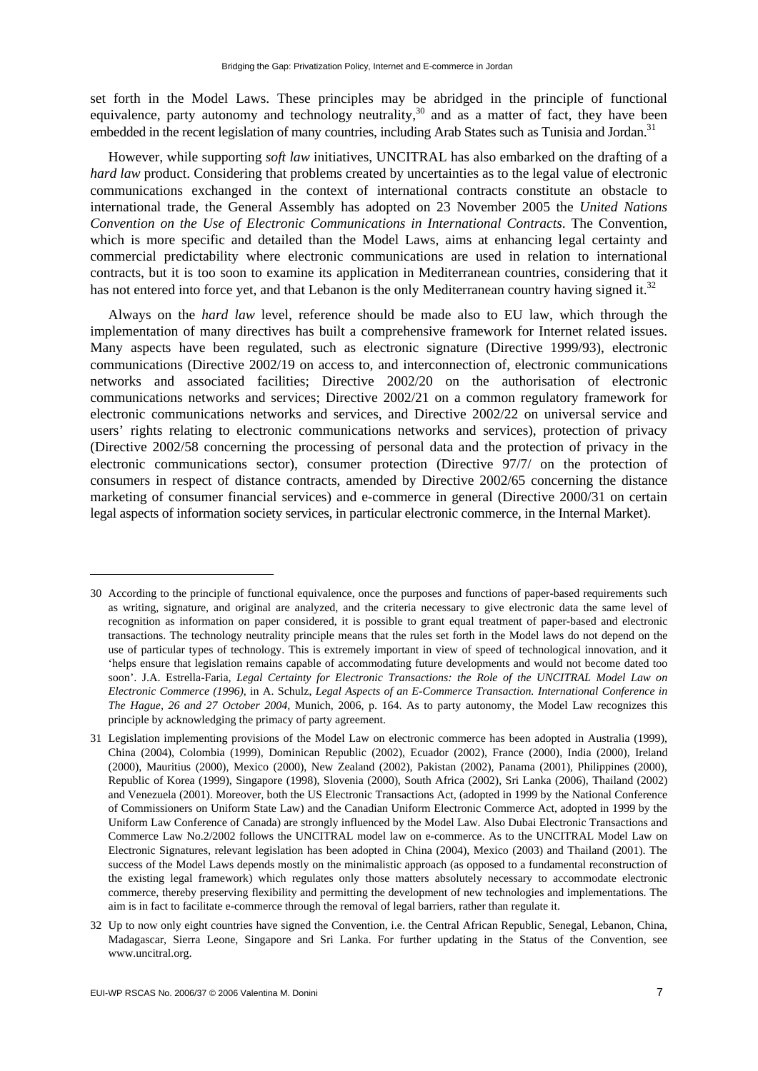set forth in the Model Laws. These principles may be abridged in the principle of functional equivalence, party autonomy and technology neutrality,[30] and as a matter of fact, they have been embedded in the recent legislation of many countries, including Arab States such as Tunisia and Jordan.[31]

However, while supporting *soft law* initiatives, UNCITRAL has also embarked on the drafting of a *hard law* product. Considering that problems created by uncertainties as to the legal value of electronic communications exchanged in the context of international contracts constitute an obstacle to international trade, the General Assembly has adopted on 23 November 2005 the *United Nations Convention on the Use of Electronic Communications in International Contracts*. The Convention, which is more specific and detailed than the Model Laws, aims at enhancing legal certainty and commercial predictability where electronic communications are used in relation to international contracts, but it is too soon to examine its application in Mediterranean countries, considering that it has not entered into force yet, and that Lebanon is the only Mediterranean country having signed it.[32]

Always on the *hard law* level, reference should be made also to EU law, which through the implementation of many directives has built a comprehensive framework for Internet related issues. Many aspects have been regulated, such as electronic signature (Directive 1999/93), electronic communications (Directive 2002/19 on access to, and interconnection of, electronic communications networks and associated facilities; Directive 2002/20 on the authorisation of electronic communications networks and services; Directive 2002/21 on a common regulatory framework for electronic communications networks and services, and Directive 2002/22 on universal service and users' rights relating to electronic communications networks and services), protection of privacy (Directive 2002/58 concerning the processing of personal data and the protection of privacy in the electronic communications sector), consumer protection (Directive 97/7/ on the protection of consumers in respect of distance contracts, amended by Directive 2002/65 concerning the distance marketing of consumer financial services) and e-commerce in general (Directive 2000/31 on certain legal aspects of information society services, in particular electronic commerce, in the Internal Market).

---

30 According to the principle of functional equivalence, once the purposes and functions of paper-based requirements such as writing, signature, and original are analyzed, and the criteria necessary to give electronic data the same level of recognition as information on paper considered, it is possible to grant equal treatment of paper-based and electronic transactions. The technology neutrality principle means that the rules set forth in the Model laws do not depend on the use of particular types of technology. This is extremely important in view of speed of technological innovation, and it 'helps ensure that legislation remains capable of accommodating future developments and would not become dated too soon'. J.A. Estrella-Faria, *Legal Certainty for Electronic Transactions: the Role of the UNCITRAL Model Law on Electronic Commerce (1996)*, in A. Schulz, *Legal Aspects of an E-Commerce Transaction. International Conference in The Hague, 26 and 27 October 2004*, Munich, 2006, p. 164. As to party autonomy, the Model Law recognizes this principle by acknowledging the primacy of party agreement.

31 Legislation implementing provisions of the Model Law on electronic commerce has been adopted in Australia (1999), China (2004), Colombia (1999), Dominican Republic (2002), Ecuador (2002), France (2000), India (2000), Ireland (2000), Mauritius (2000), Mexico (2000), New Zealand (2002), Pakistan (2002), Panama (2001), Philippines (2000), Republic of Korea (1999), Singapore (1998), Slovenia (2000), South Africa (2002), Sri Lanka (2006), Thailand (2002) and Venezuela (2001). Moreover, both the US Electronic Transactions Act, (adopted in 1999 by the National Conference of Commissioners on Uniform State Law) and the Canadian Uniform Electronic Commerce Act, adopted in 1999 by the Uniform Law Conference of Canada) are strongly influenced by the Model Law. Also Dubai Electronic Transactions and Commerce Law No.2/2002 follows the UNCITRAL model law on e-commerce. As to the UNCITRAL Model Law on Electronic Signatures, relevant legislation has been adopted in China (2004), Mexico (2003) and Thailand (2001). The success of the Model Laws depends mostly on the minimalistic approach (as opposed to a fundamental reconstruction of the existing legal framework) which regulates only those matters absolutely necessary to accommodate electronic commerce, thereby preserving flexibility and permitting the development of new technologies and implementations. The aim is in fact to facilitate e-commerce through the removal of legal barriers, rather than regulate it.

32 Up to now only eight countries have signed the Convention, i.e. the Central African Republic, Senegal, Lebanon, China, Madagascar, Sierra Leone, Singapore and Sri Lanka. For further updating in the Status of the Convention, see www.uncitral.org.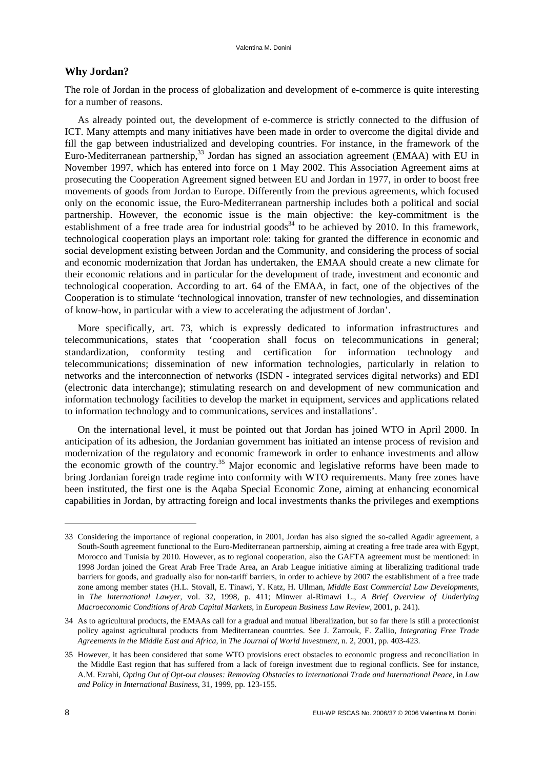## Why Jordan?

The role of Jordan in the process of globalization and development of e-commerce is quite interesting for a number of reasons.

As already pointed out, the development of e-commerce is strictly connected to the diffusion of ICT. Many attempts and many initiatives have been made in order to overcome the digital divide and fill the gap between industrialized and developing countries. For instance, in the framework of the Euro-Mediterranean partnership,[33] Jordan has signed an association agreement (EMAA) with EU in November 1997, which has entered into force on 1 May 2002. This Association Agreement aims at prosecuting the Cooperation Agreement signed between EU and Jordan in 1977, in order to boost free movements of goods from Jordan to Europe. Differently from the previous agreements, which focused only on the economic issue, the Euro-Mediterranean partnership includes both a political and social partnership. However, the economic issue is the main objective: the key-commitment is the establishment of a free trade area for industrial goods[34] to be achieved by 2010. In this framework, technological cooperation plays an important role: taking for granted the difference in economic and social development existing between Jordan and the Community, and considering the process of social and economic modernization that Jordan has undertaken, the EMAA should create a new climate for their economic relations and in particular for the development of trade, investment and economic and technological cooperation. According to art. 64 of the EMAA, in fact, one of the objectives of the Cooperation is to stimulate 'technological innovation, transfer of new technologies, and dissemination of know-how, in particular with a view to accelerating the adjustment of Jordan'.

More specifically, art. 73, which is expressly dedicated to information infrastructures and telecommunications, states that 'cooperation shall focus on telecommunications in general; standardization, conformity testing and certification for information technology and telecommunications; dissemination of new information technologies, particularly in relation to networks and the interconnection of networks (ISDN - integrated services digital networks) and EDI (electronic data interchange); stimulating research on and development of new communication and information technology facilities to develop the market in equipment, services and applications related to information technology and to communications, services and installations'.

On the international level, it must be pointed out that Jordan has joined WTO in April 2000. In anticipation of its adhesion, the Jordanian government has initiated an intense process of revision and modernization of the regulatory and economic framework in order to enhance investments and allow the economic growth of the country.[35] Major economic and legislative reforms have been made to bring Jordanian foreign trade regime into conformity with WTO requirements. Many free zones have been instituted, the first one is the Aqaba Special Economic Zone, aiming at enhancing economical capabilities in Jordan, by attracting foreign and local investments thanks the privileges and exemptions

---

33 Considering the importance of regional cooperation, in 2001, Jordan has also signed the so-called Agadir agreement, a South-South agreement functional to the Euro-Mediterranean partnership, aiming at creating a free trade area with Egypt, Morocco and Tunisia by 2010. However, as to regional cooperation, also the GAFTA agreement must be mentioned: in 1998 Jordan joined the Great Arab Free Trade Area, an Arab League initiative aiming at liberalizing traditional trade barriers for goods, and gradually also for non-tariff barriers, in order to achieve by 2007 the establishment of a free trade zone among member states (H.L. Stovall, E. Tinawi, Y. Katz, H. Ullman, *Middle East Commercial Law Developments*, in *The International Lawyer*, vol. 32, 1998, p. 411; Minwer al-Rimawi L., *A Brief Overview of Underlying Macroeconomic Conditions of Arab Capital Markets*, in *European Business Law Review*, 2001, p. 241).

34 As to agricultural products, the EMAAs call for a gradual and mutual liberalization, but so far there is still a protectionist policy against agricultural products from Mediterranean countries. See J. Zarrouk, F. Zallio, *Integrating Free Trade Agreements in the Middle East and Africa*, in *The Journal of World Investment*, n. 2, 2001, pp. 403-423.

35 However, it has been considered that some WTO provisions erect obstacles to economic progress and reconciliation in the Middle East region that has suffered from a lack of foreign investment due to regional conflicts. See for instance, A.M. Ezrahi, *Opting Out of Opt-out clauses: Removing Obstacles to International Trade and International Peace*, in *Law and Policy in International Business*, 31, 1999, pp. 123-155.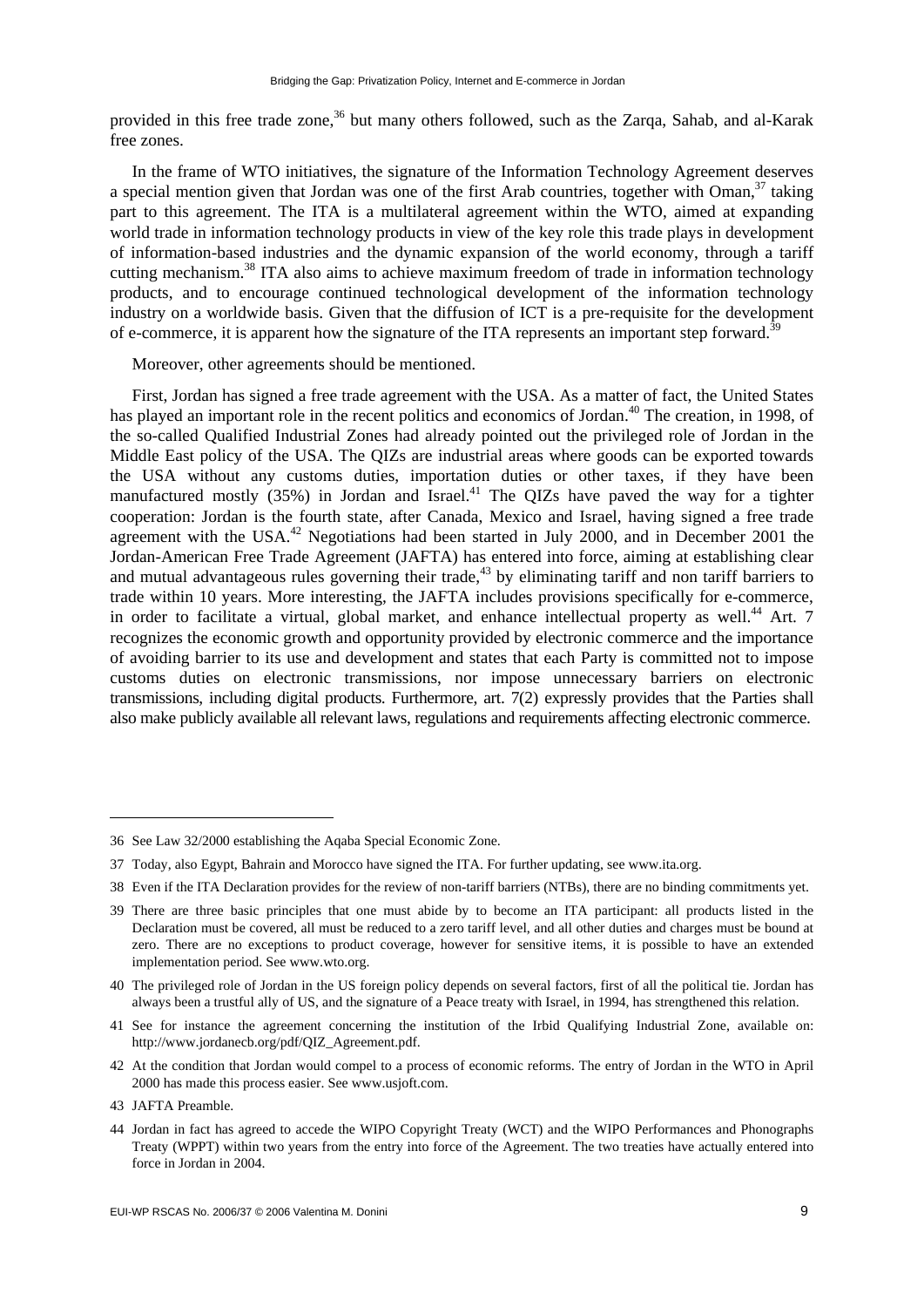provided in this free trade zone,[36] but many others followed, such as the Zarqa, Sahab, and al-Karak free zones.

In the frame of WTO initiatives, the signature of the Information Technology Agreement deserves a special mention given that Jordan was one of the first Arab countries, together with Oman,[37] taking part to this agreement. The ITA is a multilateral agreement within the WTO, aimed at expanding world trade in information technology products in view of the key role this trade plays in development of information-based industries and the dynamic expansion of the world economy, through a tariff cutting mechanism.[38] ITA also aims to achieve maximum freedom of trade in information technology products, and to encourage continued technological development of the information technology industry on a worldwide basis. Given that the diffusion of ICT is a pre-requisite for the development of e-commerce, it is apparent how the signature of the ITA represents an important step forward.[39]

Moreover, other agreements should be mentioned.

First, Jordan has signed a free trade agreement with the USA. As a matter of fact, the United States has played an important role in the recent politics and economics of Jordan.[40] The creation, in 1998, of the so-called Qualified Industrial Zones had already pointed out the privileged role of Jordan in the Middle East policy of the USA. The QIZs are industrial areas where goods can be exported towards the USA without any customs duties, importation duties or other taxes, if they have been manufactured mostly (35%) in Jordan and Israel.[41] The QIZs have paved the way for a tighter cooperation: Jordan is the fourth state, after Canada, Mexico and Israel, having signed a free trade agreement with the USA.[42] Negotiations had been started in July 2000, and in December 2001 the Jordan-American Free Trade Agreement (JAFTA) has entered into force, aiming at establishing clear and mutual advantageous rules governing their trade,[43] by eliminating tariff and non tariff barriers to trade within 10 years. More interesting, the JAFTA includes provisions specifically for e-commerce, in order to facilitate a virtual, global market, and enhance intellectual property as well.[44] Art. 7 recognizes the economic growth and opportunity provided by electronic commerce and the importance of avoiding barrier to its use and development and states that each Party is committed not to impose customs duties on electronic transmissions, nor impose unnecessary barriers on electronic transmissions, including digital products. Furthermore, art. 7(2) expressly provides that the Parties shall also make publicly available all relevant laws, regulations and requirements affecting electronic commerce.

---

36 See Law 32/2000 establishing the Aqaba Special Economic Zone.

37 Today, also Egypt, Bahrain and Morocco have signed the ITA. For further updating, see www.ita.org.

38 Even if the ITA Declaration provides for the review of non-tariff barriers (NTBs), there are no binding commitments yet.

39 There are three basic principles that one must abide by to become an ITA participant: all products listed in the Declaration must be covered, all must be reduced to a zero tariff level, and all other duties and charges must be bound at zero. There are no exceptions to product coverage, however for sensitive items, it is possible to have an extended implementation period. See www.wto.org.

40 The privileged role of Jordan in the US foreign policy depends on several factors, first of all the political tie. Jordan has always been a trustful ally of US, and the signature of a Peace treaty with Israel, in 1994, has strengthened this relation.

41 See for instance the agreement concerning the institution of the Irbid Qualifying Industrial Zone, available on: http://www.jordanecb.org/pdf/QIZ_Agreement.pdf.

42 At the condition that Jordan would compel to a process of economic reforms. The entry of Jordan in the WTO in April 2000 has made this process easier. See www.usjoft.com.

43 JAFTA Preamble.

44 Jordan in fact has agreed to accede the WIPO Copyright Treaty (WCT) and the WIPO Performances and Phonographs Treaty (WPPT) within two years from the entry into force of the Agreement. The two treaties have actually entered into force in Jordan in 2004.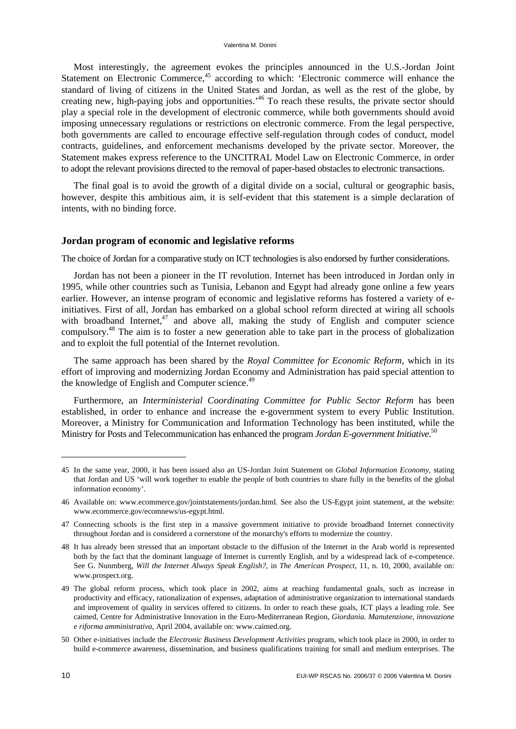Most interestingly, the agreement evokes the principles announced in the U.S.-Jordan Joint Statement on Electronic Commerce,[45] according to which: 'Electronic commerce will enhance the standard of living of citizens in the United States and Jordan, as well as the rest of the globe, by creating new, high-paying jobs and opportunities.'[46] To reach these results, the private sector should play a special role in the development of electronic commerce, while both governments should avoid imposing unnecessary regulations or restrictions on electronic commerce. From the legal perspective, both governments are called to encourage effective self-regulation through codes of conduct, model contracts, guidelines, and enforcement mechanisms developed by the private sector. Moreover, the Statement makes express reference to the UNCITRAL Model Law on Electronic Commerce, in order to adopt the relevant provisions directed to the removal of paper-based obstacles to electronic transactions.

The final goal is to avoid the growth of a digital divide on a social, cultural or geographic basis, however, despite this ambitious aim, it is self-evident that this statement is a simple declaration of intents, with no binding force.

## Jordan program of economic and legislative reforms

The choice of Jordan for a comparative study on ICT technologies is also endorsed by further considerations.

Jordan has not been a pioneer in the IT revolution. Internet has been introduced in Jordan only in 1995, while other countries such as Tunisia, Lebanon and Egypt had already gone online a few years earlier. However, an intense program of economic and legislative reforms has fostered a variety of e-initiatives. First of all, Jordan has embarked on a global school reform directed at wiring all schools with broadband Internet,[47] and above all, making the study of English and computer science compulsory.[48] The aim is to foster a new generation able to take part in the process of globalization and to exploit the full potential of the Internet revolution.

The same approach has been shared by the *Royal Committee for Economic Reform*, which in its effort of improving and modernizing Jordan Economy and Administration has paid special attention to the knowledge of English and Computer science.[49]

Furthermore, an *Interministerial Coordinating Committee for Public Sector Reform* has been established, in order to enhance and increase the e-government system to every Public Institution. Moreover, a Ministry for Communication and Information Technology has been instituted, while the Ministry for Posts and Telecommunication has enhanced the program *Jordan E-government Initiative*.[50]

---

45 In the same year, 2000, it has been issued also an US-Jordan Joint Statement on *Global Information Economy*, stating that Jordan and US 'will work together to enable the people of both countries to share fully in the benefits of the global information economy'.

46 Available on: www.ecommerce.gov/jointstatements/jordan.html. See also the US-Egypt joint statement, at the website: www.ecommerce.gov/ecomnews/us-egypt.html.

47 Connecting schools is the first step in a massive government initiative to provide broadband Internet connectivity throughout Jordan and is considered a cornerstone of the monarchy's efforts to modernize the country.

48 It has already been stressed that an important obstacle to the diffusion of the Internet in the Arab world is represented both by the fact that the dominant language of Internet is currently English, and by a widespread lack of e-competence. See G. Nunmberg, *Will the Internet Always Speak English?*, in *The American Prospect*, 11, n. 10, 2000, available on: www.prospect.org.

49 The global reform process, which took place in 2002, aims at reaching fundamental goals, such as increase in productivity and efficacy, rationalization of expenses, adaptation of administrative organization to international standards and improvement of quality in services offered to citizens. In order to reach these goals, ICT plays a leading role. See caimed, Centre for Administrative Innovation in the Euro-Mediterranean Region, *Giordania. Manutenzione, innovazione e riforma amministrativa*, April 2004, available on: www.caimed.org.

50 Other e-initiatives include the *Electronic Business Development Activities* program, which took place in 2000, in order to build e-commerce awareness, dissemination, and business qualifications training for small and medium enterprises. The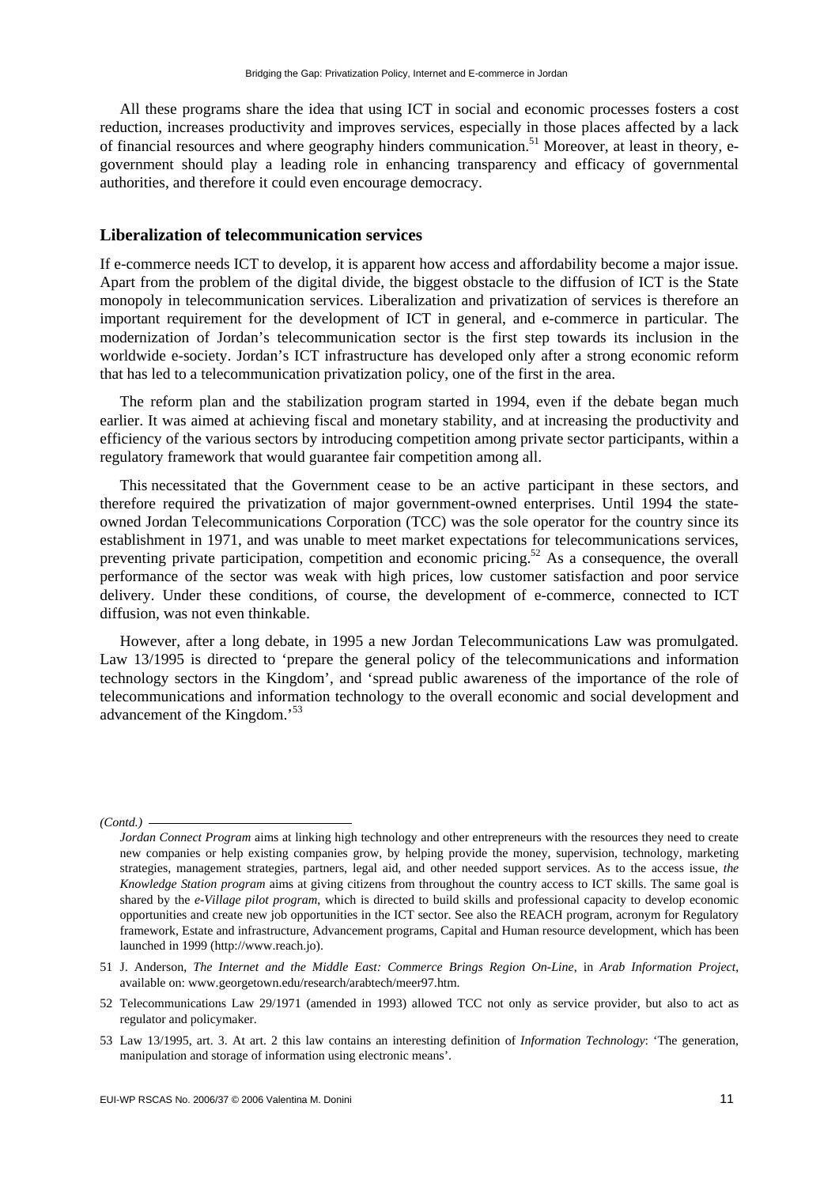All these programs share the idea that using ICT in social and economic processes fosters a cost reduction, increases productivity and improves services, especially in those places affected by a lack of financial resources and where geography hinders communication.[51] Moreover, at least in theory, e-government should play a leading role in enhancing transparency and efficacy of governmental authorities, and therefore it could even encourage democracy.

## Liberalization of telecommunication services

If e-commerce needs ICT to develop, it is apparent how access and affordability become a major issue. Apart from the problem of the digital divide, the biggest obstacle to the diffusion of ICT is the State monopoly in telecommunication services. Liberalization and privatization of services is therefore an important requirement for the development of ICT in general, and e-commerce in particular. The modernization of Jordan's telecommunication sector is the first step towards its inclusion in the worldwide e-society. Jordan's ICT infrastructure has developed only after a strong economic reform that has led to a telecommunication privatization policy, one of the first in the area.

The reform plan and the stabilization program started in 1994, even if the debate began much earlier. It was aimed at achieving fiscal and monetary stability, and at increasing the productivity and efficiency of the various sectors by introducing competition among private sector participants, within a regulatory framework that would guarantee fair competition among all.

This necessitated that the Government cease to be an active participant in these sectors, and therefore required the privatization of major government-owned enterprises. Until 1994 the state-owned Jordan Telecommunications Corporation (TCC) was the sole operator for the country since its establishment in 1971, and was unable to meet market expectations for telecommunications services, preventing private participation, competition and economic pricing.[52] As a consequence, the overall performance of the sector was weak with high prices, low customer satisfaction and poor service delivery. Under these conditions, of course, the development of e-commerce, connected to ICT diffusion, was not even thinkable.

However, after a long debate, in 1995 a new Jordan Telecommunications Law was promulgated. Law 13/1995 is directed to 'prepare the general policy of the telecommunications and information technology sectors in the Kingdom', and 'spread public awareness of the importance of the role of telecommunications and information technology to the overall economic and social development and advancement of the Kingdom.'[53]

---

*(Contd.)*

*Jordan Connect Program* aims at linking high technology and other entrepreneurs with the resources they need to create new companies or help existing companies grow, by helping provide the money, supervision, technology, marketing strategies, management strategies, partners, legal aid, and other needed support services. As to the access issue, *the Knowledge Station program* aims at giving citizens from throughout the country access to ICT skills. The same goal is shared by the *e-Village pilot program*, which is directed to build skills and professional capacity to develop economic opportunities and create new job opportunities in the ICT sector. See also the REACH program, acronym for Regulatory framework, Estate and infrastructure, Advancement programs, Capital and Human resource development, which has been launched in 1999 (http://www.reach.jo).

51 J. Anderson, *The Internet and the Middle East: Commerce Brings Region On-Line*, in *Arab Information Project*, available on: www.georgetown.edu/research/arabtech/meer97.htm.

52 Telecommunications Law 29/1971 (amended in 1993) allowed TCC not only as service provider, but also to act as regulator and policymaker.

53 Law 13/1995, art. 3. At art. 2 this law contains an interesting definition of *Information Technology*: 'The generation, manipulation and storage of information using electronic means'.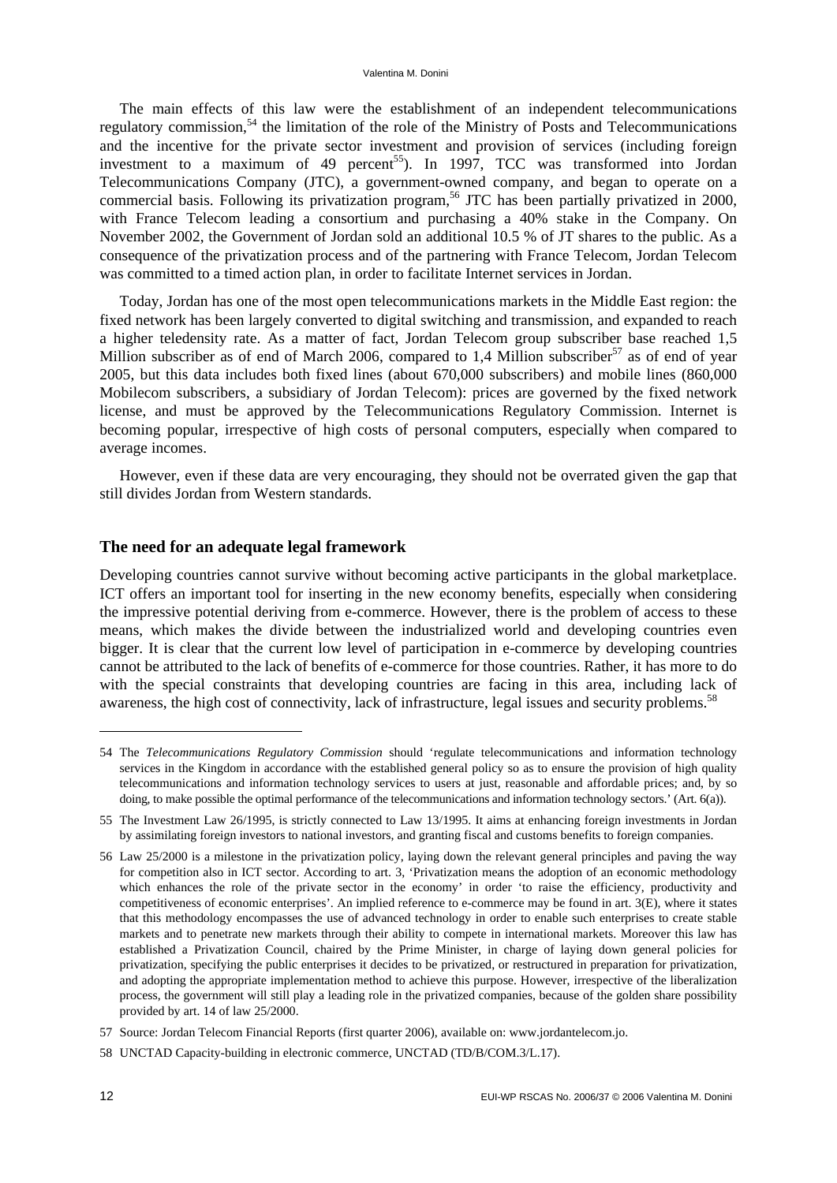The main effects of this law were the establishment of an independent telecommunications regulatory commission,[54] the limitation of the role of the Ministry of Posts and Telecommunications and the incentive for the private sector investment and provision of services (including foreign investment to a maximum of 49 percent[55]). In 1997, TCC was transformed into Jordan Telecommunications Company (JTC), a government-owned company, and began to operate on a commercial basis. Following its privatization program,[56] JTC has been partially privatized in 2000, with France Telecom leading a consortium and purchasing a 40% stake in the Company. On November 2002, the Government of Jordan sold an additional 10.5 % of JT shares to the public. As a consequence of the privatization process and of the partnering with France Telecom, Jordan Telecom was committed to a timed action plan, in order to facilitate Internet services in Jordan.

Today, Jordan has one of the most open telecommunications markets in the Middle East region: the fixed network has been largely converted to digital switching and transmission, and expanded to reach a higher teledensity rate. As a matter of fact, Jordan Telecom group subscriber base reached 1,5 Million subscriber as of end of March 2006, compared to 1,4 Million subscriber[57] as of end of year 2005, but this data includes both fixed lines (about 670,000 subscribers) and mobile lines (860,000 Mobilecom subscribers, a subsidiary of Jordan Telecom): prices are governed by the fixed network license, and must be approved by the Telecommunications Regulatory Commission. Internet is becoming popular, irrespective of high costs of personal computers, especially when compared to average incomes.

However, even if these data are very encouraging, they should not be overrated given the gap that still divides Jordan from Western standards.

## The need for an adequate legal framework

Developing countries cannot survive without becoming active participants in the global marketplace. ICT offers an important tool for inserting in the new economy benefits, especially when considering the impressive potential deriving from e-commerce. However, there is the problem of access to these means, which makes the divide between the industrialized world and developing countries even bigger. It is clear that the current low level of participation in e-commerce by developing countries cannot be attributed to the lack of benefits of e-commerce for those countries. Rather, it has more to do with the special constraints that developing countries are facing in this area, including lack of awareness, the high cost of connectivity, lack of infrastructure, legal issues and security problems.[58]

---

54 The *Telecommunications Regulatory Commission* should 'regulate telecommunications and information technology services in the Kingdom in accordance with the established general policy so as to ensure the provision of high quality telecommunications and information technology services to users at just, reasonable and affordable prices; and, by so doing, to make possible the optimal performance of the telecommunications and information technology sectors.' (Art. 6(a)).

55 The Investment Law 26/1995, is strictly connected to Law 13/1995. It aims at enhancing foreign investments in Jordan by assimilating foreign investors to national investors, and granting fiscal and customs benefits to foreign companies.

56 Law 25/2000 is a milestone in the privatization policy, laying down the relevant general principles and paving the way for competition also in ICT sector. According to art. 3, 'Privatization means the adoption of an economic methodology which enhances the role of the private sector in the economy' in order 'to raise the efficiency, productivity and competitiveness of economic enterprises'. An implied reference to e-commerce may be found in art. 3(E), where it states that this methodology encompasses the use of advanced technology in order to enable such enterprises to create stable markets and to penetrate new markets through their ability to compete in international markets. Moreover this law has established a Privatization Council, chaired by the Prime Minister, in charge of laying down general policies for privatization, specifying the public enterprises it decides to be privatized, or restructured in preparation for privatization, and adopting the appropriate implementation method to achieve this purpose. However, irrespective of the liberalization process, the government will still play a leading role in the privatized companies, because of the golden share possibility provided by art. 14 of law 25/2000.

57 Source: Jordan Telecom Financial Reports (first quarter 2006), available on: www.jordantelecom.jo.

58 UNCTAD Capacity-building in electronic commerce, UNCTAD (TD/B/COM.3/L.17).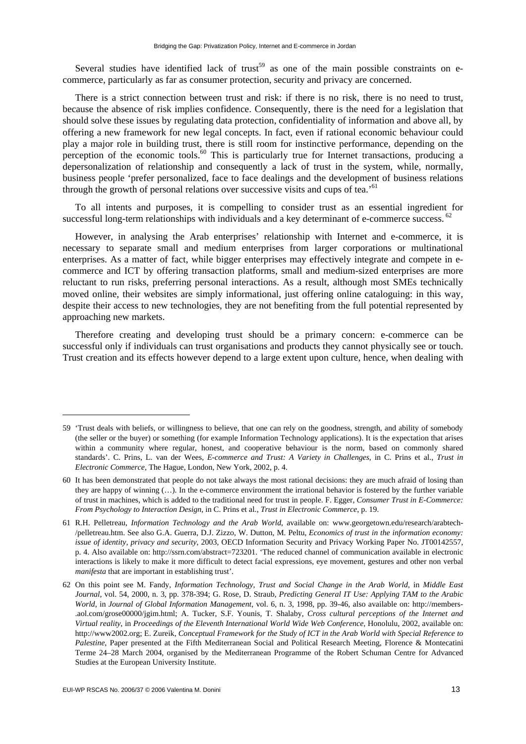Several studies have identified lack of trust[59] as one of the main possible constraints on e-commerce, particularly as far as consumer protection, security and privacy are concerned.

There is a strict connection between trust and risk: if there is no risk, there is no need to trust, because the absence of risk implies confidence. Consequently, there is the need for a legislation that should solve these issues by regulating data protection, confidentiality of information and above all, by offering a new framework for new legal concepts. In fact, even if rational economic behaviour could play a major role in building trust, there is still room for instinctive performance, depending on the perception of the economic tools.[60] This is particularly true for Internet transactions, producing a depersonalization of relationship and consequently a lack of trust in the system, while, normally, business people 'prefer personalized, face to face dealings and the development of business relations through the growth of personal relations over successive visits and cups of tea.'[61]

To all intents and purposes, it is compelling to consider trust as an essential ingredient for successful long-term relationships with individuals and a key determinant of e-commerce success.[62]

However, in analysing the Arab enterprises' relationship with Internet and e-commerce, it is necessary to separate small and medium enterprises from larger corporations or multinational enterprises. As a matter of fact, while bigger enterprises may effectively integrate and compete in e-commerce and ICT by offering transaction platforms, small and medium-sized enterprises are more reluctant to run risks, preferring personal interactions. As a result, although most SMEs technically moved online, their websites are simply informational, just offering online cataloguing: in this way, despite their access to new technologies, they are not benefiting from the full potential represented by approaching new markets.

Therefore creating and developing trust should be a primary concern: e-commerce can be successful only if individuals can trust organisations and products they cannot physically see or touch. Trust creation and its effects however depend to a large extent upon culture, hence, when dealing with

---

59 'Trust deals with beliefs, or willingness to believe, that one can rely on the goodness, strength, and ability of somebody (the seller or the buyer) or something (for example Information Technology applications). It is the expectation that arises within a community where regular, honest, and cooperative behaviour is the norm, based on commonly shared standards'. C. Prins, L. van der Wees, *E-commerce and Trust: A Variety in Challenges*, in C. Prins et al., *Trust in Electronic Commerce*, The Hague, London, New York, 2002, p. 4.

60 It has been demonstrated that people do not take always the most rational decisions: they are much afraid of losing than they are happy of winning (…). In the e-commerce environment the irrational behavior is fostered by the further variable of trust in machines, which is added to the traditional need for trust in people. F. Egger, *Consumer Trust in E-Commerce: From Psychology to Interaction Design*, in C. Prins et al., *Trust in Electronic Commerce*, p. 19.

61 R.H. Pelletreau, *Information Technology and the Arab World*, available on: www.georgetown.edu/research/arabtech-/pelletreau.htm. See also G.A. Guerra, D.J. Zizzo, W. Dutton, M. Peltu, *Economics of trust in the information economy: issue of identity, privacy and security*, 2003, OECD Information Security and Privacy Working Paper No. JT00142557, p. 4. Also available on: http://ssrn.com/abstract=723201. 'The reduced channel of communication available in electronic interactions is likely to make it more difficult to detect facial expressions, eye movement, gestures and other non verbal *manifesta* that are important in establishing trust'.

62 On this point see M. Fandy, *Information Technology, Trust and Social Change in the Arab World*, in *Middle East Journal*, vol. 54, 2000, n. 3, pp. 378-394; G. Rose, D. Straub, *Predicting General IT Use: Applying TAM to the Arabic World*, in *Journal of Global Information Management*, vol. 6, n. 3, 1998, pp. 39-46, also available on: http://members-.aol.com/grose00000/jgim.html; A. Tucker, S.F. Younis, T. Shalaby, *Cross cultural perceptions of the Internet and Virtual reality*, in *Proceedings of the Eleventh International World Wide Web Conference*, Honolulu, 2002, available on: http://www2002.org; E. Zureik, *Conceptual Framework for the Study of ICT in the Arab World with Special Reference to Palestine*, Paper presented at the Fifth Mediterranean Social and Political Research Meeting, Florence & Montecatini Terme 24–28 March 2004, organised by the Mediterranean Programme of the Robert Schuman Centre for Advanced Studies at the European University Institute.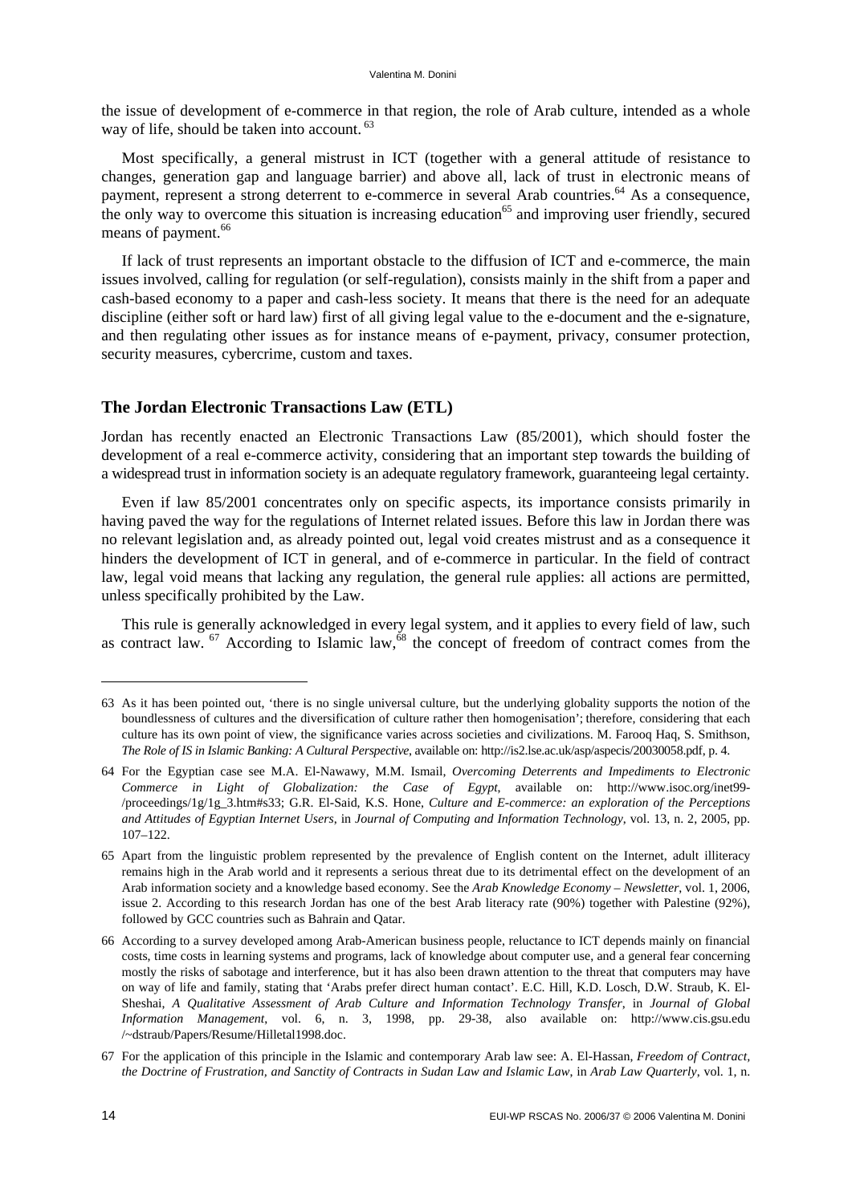the issue of development of e-commerce in that region, the role of Arab culture, intended as a whole way of life, should be taken into account. [63]

Most specifically, a general mistrust in ICT (together with a general attitude of resistance to changes, generation gap and language barrier) and above all, lack of trust in electronic means of payment, represent a strong deterrent to e-commerce in several Arab countries.[64] As a consequence, the only way to overcome this situation is increasing education[65] and improving user friendly, secured means of payment.[66]

If lack of trust represents an important obstacle to the diffusion of ICT and e-commerce, the main issues involved, calling for regulation (or self-regulation), consists mainly in the shift from a paper and cash-based economy to a paper and cash-less society. It means that there is the need for an adequate discipline (either soft or hard law) first of all giving legal value to the e-document and the e-signature, and then regulating other issues as for instance means of e-payment, privacy, consumer protection, security measures, cybercrime, custom and taxes.

## The Jordan Electronic Transactions Law (ETL)

Jordan has recently enacted an Electronic Transactions Law (85/2001), which should foster the development of a real e-commerce activity, considering that an important step towards the building of a widespread trust in information society is an adequate regulatory framework, guaranteeing legal certainty.

Even if law 85/2001 concentrates only on specific aspects, its importance consists primarily in having paved the way for the regulations of Internet related issues. Before this law in Jordan there was no relevant legislation and, as already pointed out, legal void creates mistrust and as a consequence it hinders the development of ICT in general, and of e-commerce in particular. In the field of contract law, legal void means that lacking any regulation, the general rule applies: all actions are permitted, unless specifically prohibited by the Law.

This rule is generally acknowledged in every legal system, and it applies to every field of law, such as contract law. [67] According to Islamic law,[68] the concept of freedom of contract comes from the

---

63 As it has been pointed out, 'there is no single universal culture, but the underlying globality supports the notion of the boundlessness of cultures and the diversification of culture rather then homogenisation'; therefore, considering that each culture has its own point of view, the significance varies across societies and civilizations. M. Farooq Haq, S. Smithson, *The Role of IS in Islamic Banking: A Cultural Perspective*, available on: http://is2.lse.ac.uk/asp/aspecis/20030058.pdf, p. 4.

64 For the Egyptian case see M.A. El-Nawawy, M.M. Ismail, *Overcoming Deterrents and Impediments to Electronic Commerce in Light of Globalization: the Case of Egypt*, available on: http://www.isoc.org/inet99-/proceedings/1g/1g_3.htm#s33; G.R. El-Said, K.S. Hone, *Culture and E-commerce: an exploration of the Perceptions and Attitudes of Egyptian Internet Users*, in *Journal of Computing and Information Technology*, vol. 13, n. 2, 2005, pp. 107–122.

65 Apart from the linguistic problem represented by the prevalence of English content on the Internet, adult illiteracy remains high in the Arab world and it represents a serious threat due to its detrimental effect on the development of an Arab information society and a knowledge based economy. See the *Arab Knowledge Economy – Newsletter*, vol. 1, 2006, issue 2. According to this research Jordan has one of the best Arab literacy rate (90%) together with Palestine (92%), followed by GCC countries such as Bahrain and Qatar.

66 According to a survey developed among Arab-American business people, reluctance to ICT depends mainly on financial costs, time costs in learning systems and programs, lack of knowledge about computer use, and a general fear concerning mostly the risks of sabotage and interference, but it has also been drawn attention to the threat that computers may have on way of life and family, stating that 'Arabs prefer direct human contact'. E.C. Hill, K.D. Losch, D.W. Straub, K. El-Sheshai, *A Qualitative Assessment of Arab Culture and Information Technology Transfer*, in *Journal of Global Information Management*, vol. 6, n. 3, 1998, pp. 29-38, also available on: http://www.cis.gsu.edu /~dstraub/Papers/Resume/Hilletal1998.doc.

67 For the application of this principle in the Islamic and contemporary Arab law see: A. El-Hassan, *Freedom of Contract, the Doctrine of Frustration, and Sanctity of Contracts in Sudan Law and Islamic Law*, in *Arab Law Quarterly*, vol. 1, n.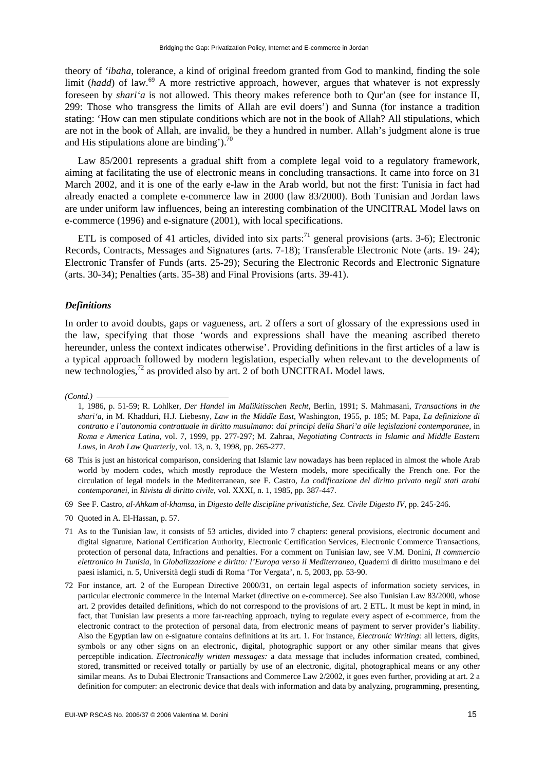theory of *'ibaha*, tolerance, a kind of original freedom granted from God to mankind, finding the sole limit (*hadd*) of law.[69] A more restrictive approach, however, argues that whatever is not expressly foreseen by *shari'a* is not allowed. This theory makes reference both to Qur'an (see for instance II, 299: Those who transgress the limits of Allah are evil doers') and Sunna (for instance a tradition stating: 'How can men stipulate conditions which are not in the book of Allah? All stipulations, which are not in the book of Allah, are invalid, be they a hundred in number. Allah's judgment alone is true and His stipulations alone are binding').[70]

Law 85/2001 represents a gradual shift from a complete legal void to a regulatory framework, aiming at facilitating the use of electronic means in concluding transactions. It came into force on 31 March 2002, and it is one of the early e-law in the Arab world, but not the first: Tunisia in fact had already enacted a complete e-commerce law in 2000 (law 83/2000). Both Tunisian and Jordan laws are under uniform law influences, being an interesting combination of the UNCITRAL Model laws on e-commerce (1996) and e-signature (2001), with local specifications.

ETL is composed of 41 articles, divided into six parts:[71] general provisions (arts. 3-6); Electronic Records, Contracts, Messages and Signatures (arts. 7-18); Transferable Electronic Note (arts. 19- 24); Electronic Transfer of Funds (arts. 25-29); Securing the Electronic Records and Electronic Signature (arts. 30-34); Penalties (arts. 35-38) and Final Provisions (arts. 39-41).

### *Definitions*

In order to avoid doubts, gaps or vagueness, art. 2 offers a sort of glossary of the expressions used in the law, specifying that those 'words and expressions shall have the meaning ascribed thereto hereunder, unless the context indicates otherwise'. Providing definitions in the first articles of a law is a typical approach followed by modern legislation, especially when relevant to the developments of new technologies,[72] as provided also by art. 2 of both UNCITRAL Model laws.

---

*(Contd.)*

1, 1986, p. 51-59; R. Lohlker, *Der Handel im Malikitisschen Recht*, Berlin, 1991; S. Mahmasani, *Transactions in the shari'a*, in M. Khadduri, H.J. Liebesny, *Law in the Middle East*, Washington, 1955, p. 185; M. Papa, *La definizione di contratto e l'autonomia contrattuale in diritto musulmano: dai principi della Shari'a alle legislazioni contemporanee*, in *Roma e America Latina*, vol. 7, 1999, pp. 277-297; M. Zahraa, *Negotiating Contracts in Islamic and Middle Eastern Laws*, in *Arab Law Quarterly*, vol. 13, n. 3, 1998, pp. 265-277.

68 This is just an historical comparison, considering that Islamic law nowadays has been replaced in almost the whole Arab world by modern codes, which mostly reproduce the Western models, more specifically the French one. For the circulation of legal models in the Mediterranean, see F. Castro, *La codificazione del diritto privato negli stati arabi contemporanei*, in *Rivista di diritto civile*, vol. XXXI, n. 1, 1985, pp. 387-447.

69 See F. Castro, *al-Ahkam al-khamsa*, in *Digesto delle discipline privatistiche, Sez. Civile Digesto IV*, pp. 245-246.

70 Quoted in A. El-Hassan, p. 57.

71 As to the Tunisian law, it consists of 53 articles, divided into 7 chapters: general provisions, electronic document and digital signature, National Certification Authority, Electronic Certification Services, Electronic Commerce Transactions, protection of personal data, Infractions and penalties. For a comment on Tunisian law, see V.M. Donini, *Il commercio elettronico in Tunisia*, in *Globalizzazione e diritto: l'Europa verso il Mediterraneo*, Quaderni di diritto musulmano e dei paesi islamici, n. 5, Università degli studi di Roma 'Tor Vergata', n. 5, 2003, pp. 53-90.

72 For instance, art. 2 of the European Directive 2000/31, on certain legal aspects of information society services, in particular electronic commerce in the Internal Market (directive on e-commerce). See also Tunisian Law 83/2000, whose art. 2 provides detailed definitions, which do not correspond to the provisions of art. 2 ETL. It must be kept in mind, in fact, that Tunisian law presents a more far-reaching approach, trying to regulate every aspect of e-commerce, from the electronic contract to the protection of personal data, from electronic means of payment to server provider's liability. Also the Egyptian law on e-signature contains definitions at its art. 1. For instance, *Electronic Writing:* all letters, digits, symbols or any other signs on an electronic, digital, photographic support or any other similar means that gives perceptible indication. *Electronically written messages:* a data message that includes information created, combined, stored, transmitted or received totally or partially by use of an electronic, digital, photographical means or any other similar means. As to Dubai Electronic Transactions and Commerce Law 2/2002, it goes even further, providing at art. 2 a definition for computer: an electronic device that deals with information and data by analyzing, programming, presenting,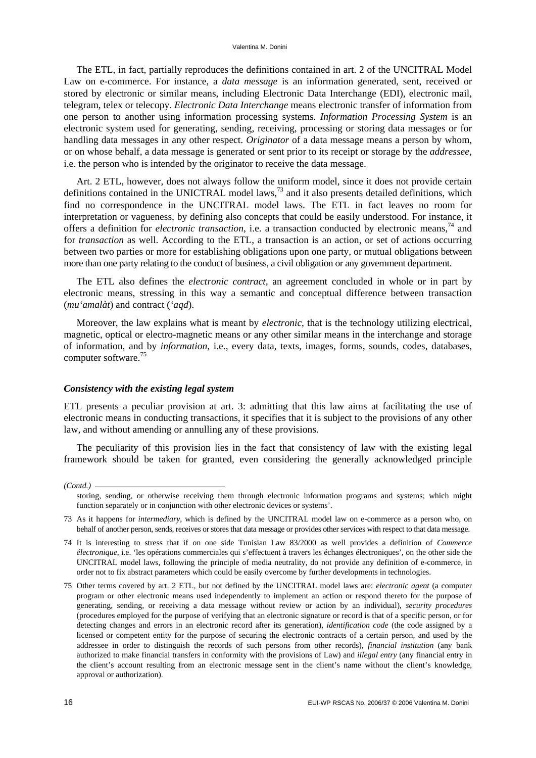The ETL, in fact, partially reproduces the definitions contained in art. 2 of the UNCITRAL Model Law on e-commerce. For instance, a *data message* is an information generated, sent, received or stored by electronic or similar means, including Electronic Data Interchange (EDI), electronic mail, telegram, telex or telecopy. *Electronic Data Interchange* means electronic transfer of information from one person to another using information processing systems. *Information Processing System* is an electronic system used for generating, sending, receiving, processing or storing data messages or for handling data messages in any other respect. *Originator* of a data message means a person by whom, or on whose behalf, a data message is generated or sent prior to its receipt or storage by the *addressee*, i.e. the person who is intended by the originator to receive the data message.

Art. 2 ETL, however, does not always follow the uniform model, since it does not provide certain definitions contained in the UNICTRAL model laws,[73] and it also presents detailed definitions, which find no correspondence in the UNCITRAL model laws. The ETL in fact leaves no room for interpretation or vagueness, by defining also concepts that could be easily understood. For instance, it offers a definition for *electronic transaction*, i.e. a transaction conducted by electronic means,[74] and for *transaction* as well. According to the ETL, a transaction is an action, or set of actions occurring between two parties or more for establishing obligations upon one party, or mutual obligations between more than one party relating to the conduct of business, a civil obligation or any government department.

The ETL also defines the *electronic contract*, an agreement concluded in whole or in part by electronic means, stressing in this way a semantic and conceptual difference between transaction (*mu'amalàt*) and contract (*'aqd*).

Moreover, the law explains what is meant by *electronic*, that is the technology utilizing electrical, magnetic, optical or electro-magnetic means or any other similar means in the interchange and storage of information, and by *information*, i.e., every data, texts, images, forms, sounds, codes, databases, computer software.[75]

### *Consistency with the existing legal system*

ETL presents a peculiar provision at art. 3: admitting that this law aims at facilitating the use of electronic means in conducting transactions, it specifies that it is subject to the provisions of any other law, and without amending or annulling any of these provisions.

The peculiarity of this provision lies in the fact that consistency of law with the existing legal framework should be taken for granted, even considering the generally acknowledged principle

---

*(Contd.)*

storing, sending, or otherwise receiving them through electronic information programs and systems; which might function separately or in conjunction with other electronic devices or systems'.

73 As it happens for *intermediary*, which is defined by the UNCITRAL model law on e-commerce as a person who, on behalf of another person, sends, receives or stores that data message or provides other services with respect to that data message.

74 It is interesting to stress that if on one side Tunisian Law 83/2000 as well provides a definition of *Commerce électronique*, i.e. 'les opérations commerciales qui s'effectuent à travers les échanges électroniques', on the other side the UNCITRAL model laws, following the principle of media neutrality, do not provide any definition of e-commerce, in order not to fix abstract parameters which could be easily overcome by further developments in technologies.

75 Other terms covered by art. 2 ETL, but not defined by the UNCITRAL model laws are: *electronic agent* (a computer program or other electronic means used independently to implement an action or respond thereto for the purpose of generating, sending, or receiving a data message without review or action by an individual), *security procedures* (procedures employed for the purpose of verifying that an electronic signature or record is that of a specific person, or for detecting changes and errors in an electronic record after its generation), *identification code* (the code assigned by a licensed or competent entity for the purpose of securing the electronic contracts of a certain person, and used by the addressee in order to distinguish the records of such persons from other records), *financial institution* (any bank authorized to make financial transfers in conformity with the provisions of Law) and *illegal entry* (any financial entry in the client's account resulting from an electronic message sent in the client's name without the client's knowledge, approval or authorization).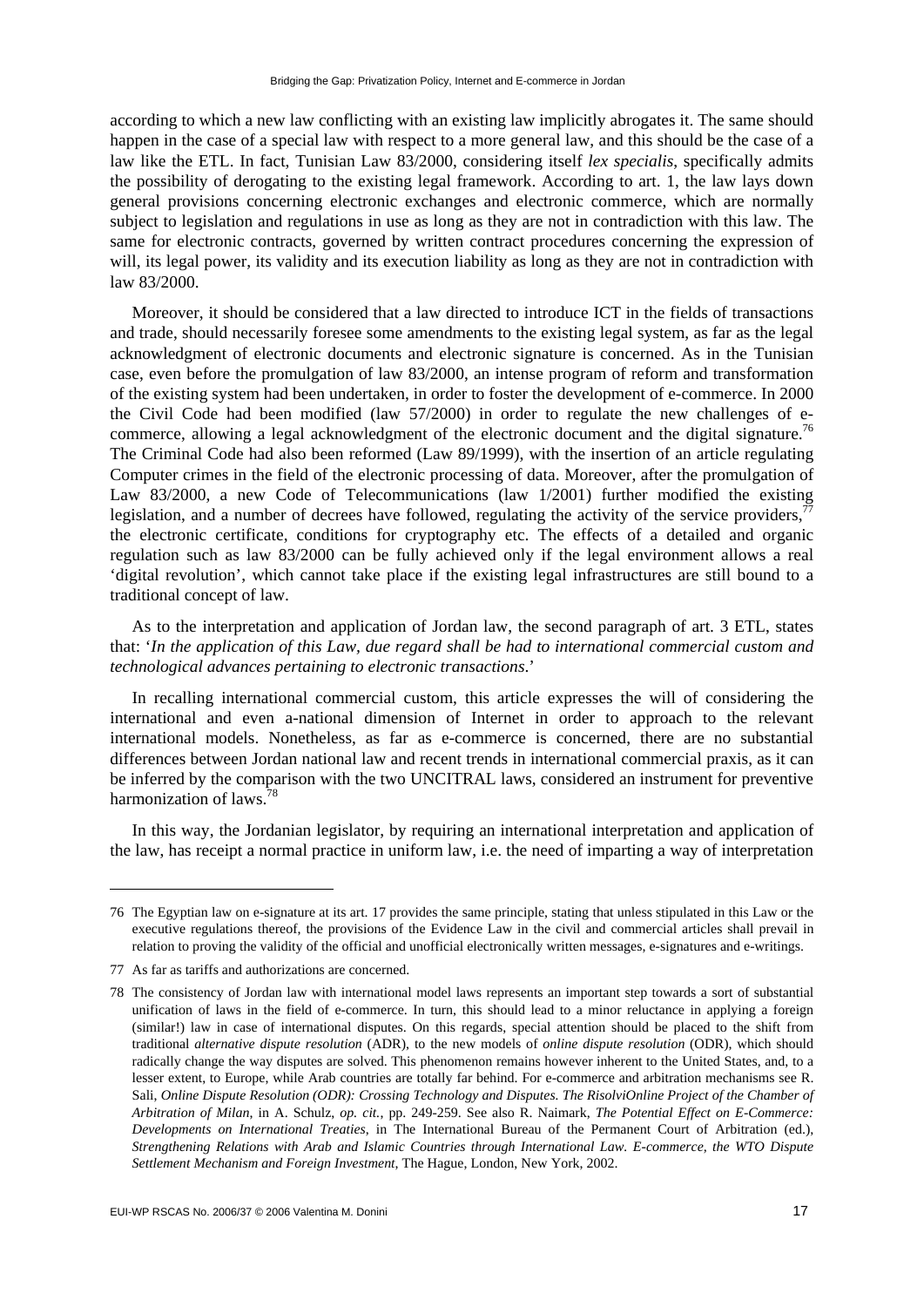according to which a new law conflicting with an existing law implicitly abrogates it. The same should happen in the case of a special law with respect to a more general law, and this should be the case of a law like the ETL. In fact, Tunisian Law 83/2000, considering itself *lex specialis*, specifically admits the possibility of derogating to the existing legal framework. According to art. 1, the law lays down general provisions concerning electronic exchanges and electronic commerce, which are normally subject to legislation and regulations in use as long as they are not in contradiction with this law. The same for electronic contracts, governed by written contract procedures concerning the expression of will, its legal power, its validity and its execution liability as long as they are not in contradiction with law 83/2000.

Moreover, it should be considered that a law directed to introduce ICT in the fields of transactions and trade, should necessarily foresee some amendments to the existing legal system, as far as the legal acknowledgment of electronic documents and electronic signature is concerned. As in the Tunisian case, even before the promulgation of law 83/2000, an intense program of reform and transformation of the existing system had been undertaken, in order to foster the development of e-commerce. In 2000 the Civil Code had been modified (law 57/2000) in order to regulate the new challenges of e-commerce, allowing a legal acknowledgment of the electronic document and the digital signature.[76] The Criminal Code had also been reformed (Law 89/1999), with the insertion of an article regulating Computer crimes in the field of the electronic processing of data. Moreover, after the promulgation of Law 83/2000, a new Code of Telecommunications (law 1/2001) further modified the existing legislation, and a number of decrees have followed, regulating the activity of the service providers,[77] the electronic certificate, conditions for cryptography etc. The effects of a detailed and organic regulation such as law 83/2000 can be fully achieved only if the legal environment allows a real 'digital revolution', which cannot take place if the existing legal infrastructures are still bound to a traditional concept of law.

As to the interpretation and application of Jordan law, the second paragraph of art. 3 ETL, states that: '*In the application of this Law, due regard shall be had to international commercial custom and technological advances pertaining to electronic transactions*.'

In recalling international commercial custom, this article expresses the will of considering the international and even a-national dimension of Internet in order to approach to the relevant international models. Nonetheless, as far as e-commerce is concerned, there are no substantial differences between Jordan national law and recent trends in international commercial praxis, as it can be inferred by the comparison with the two UNCITRAL laws, considered an instrument for preventive harmonization of laws.[78]

In this way, the Jordanian legislator, by requiring an international interpretation and application of the law, has receipt a normal practice in uniform law, i.e. the need of imparting a way of interpretation

---

76 The Egyptian law on e-signature at its art. 17 provides the same principle, stating that unless stipulated in this Law or the executive regulations thereof, the provisions of the Evidence Law in the civil and commercial articles shall prevail in relation to proving the validity of the official and unofficial electronically written messages, e-signatures and e-writings.

77 As far as tariffs and authorizations are concerned.

78 The consistency of Jordan law with international model laws represents an important step towards a sort of substantial unification of laws in the field of e-commerce. In turn, this should lead to a minor reluctance in applying a foreign (similar!) law in case of international disputes. On this regards, special attention should be placed to the shift from traditional *alternative dispute resolution* (ADR), to the new models of *online dispute resolution* (ODR), which should radically change the way disputes are solved. This phenomenon remains however inherent to the United States, and, to a lesser extent, to Europe, while Arab countries are totally far behind. For e-commerce and arbitration mechanisms see R. Sali, *Online Dispute Resolution (ODR): Crossing Technology and Disputes. The RisolviOnline Project of the Chamber of Arbitration of Milan*, in A. Schulz, *op. cit.*, pp. 249-259. See also R. Naimark, *The Potential Effect on E-Commerce: Developments on International Treaties*, in The International Bureau of the Permanent Court of Arbitration (ed.), *Strengthening Relations with Arab and Islamic Countries through International Law. E-commerce, the WTO Dispute Settlement Mechanism and Foreign Investment*, The Hague, London, New York, 2002.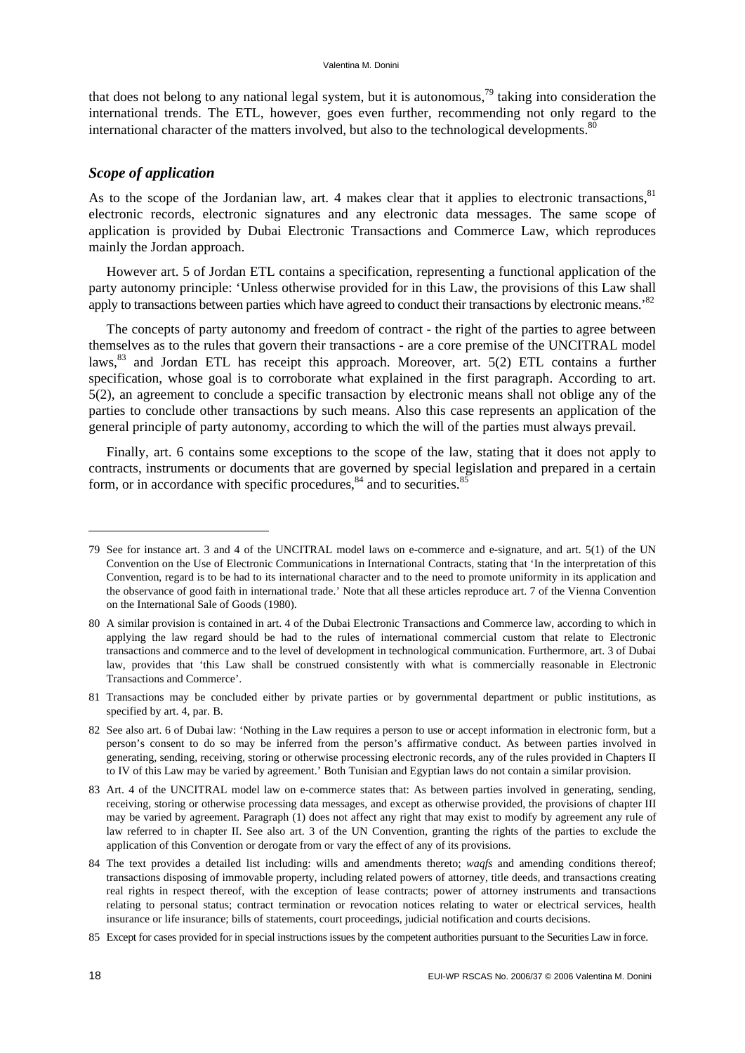that does not belong to any national legal system, but it is autonomous,[79] taking into consideration the international trends. The ETL, however, goes even further, recommending not only regard to the international character of the matters involved, but also to the technological developments.[80]

### *Scope of application*

As to the scope of the Jordanian law, art. 4 makes clear that it applies to electronic transactions,[81] electronic records, electronic signatures and any electronic data messages. The same scope of application is provided by Dubai Electronic Transactions and Commerce Law, which reproduces mainly the Jordan approach.

However art. 5 of Jordan ETL contains a specification, representing a functional application of the party autonomy principle: 'Unless otherwise provided for in this Law, the provisions of this Law shall apply to transactions between parties which have agreed to conduct their transactions by electronic means.'[82]

The concepts of party autonomy and freedom of contract - the right of the parties to agree between themselves as to the rules that govern their transactions - are a core premise of the UNCITRAL model laws,[83] and Jordan ETL has receipt this approach. Moreover, art. 5(2) ETL contains a further specification, whose goal is to corroborate what explained in the first paragraph. According to art. 5(2), an agreement to conclude a specific transaction by electronic means shall not oblige any of the parties to conclude other transactions by such means. Also this case represents an application of the general principle of party autonomy, according to which the will of the parties must always prevail.

Finally, art. 6 contains some exceptions to the scope of the law, stating that it does not apply to contracts, instruments or documents that are governed by special legislation and prepared in a certain form, or in accordance with specific procedures,[84] and to securities.[85]

---

79 See for instance art. 3 and 4 of the UNCITRAL model laws on e-commerce and e-signature, and art. 5(1) of the UN Convention on the Use of Electronic Communications in International Contracts, stating that 'In the interpretation of this Convention, regard is to be had to its international character and to the need to promote uniformity in its application and the observance of good faith in international trade.' Note that all these articles reproduce art. 7 of the Vienna Convention on the International Sale of Goods (1980).

80 A similar provision is contained in art. 4 of the Dubai Electronic Transactions and Commerce law, according to which in applying the law regard should be had to the rules of international commercial custom that relate to Electronic transactions and commerce and to the level of development in technological communication. Furthermore, art. 3 of Dubai law, provides that 'this Law shall be construed consistently with what is commercially reasonable in Electronic Transactions and Commerce'.

81 Transactions may be concluded either by private parties or by governmental department or public institutions, as specified by art. 4, par. B.

82 See also art. 6 of Dubai law: 'Nothing in the Law requires a person to use or accept information in electronic form, but a person's consent to do so may be inferred from the person's affirmative conduct. As between parties involved in generating, sending, receiving, storing or otherwise processing electronic records, any of the rules provided in Chapters II to IV of this Law may be varied by agreement.' Both Tunisian and Egyptian laws do not contain a similar provision.

83 Art. 4 of the UNCITRAL model law on e-commerce states that: As between parties involved in generating, sending, receiving, storing or otherwise processing data messages, and except as otherwise provided, the provisions of chapter III may be varied by agreement. Paragraph (1) does not affect any right that may exist to modify by agreement any rule of law referred to in chapter II. See also art. 3 of the UN Convention, granting the rights of the parties to exclude the application of this Convention or derogate from or vary the effect of any of its provisions.

84 The text provides a detailed list including: wills and amendments thereto; *waqfs* and amending conditions thereof; transactions disposing of immovable property, including related powers of attorney, title deeds, and transactions creating real rights in respect thereof, with the exception of lease contracts; power of attorney instruments and transactions relating to personal status; contract termination or revocation notices relating to water or electrical services, health insurance or life insurance; bills of statements, court proceedings, judicial notification and courts decisions.

85 Except for cases provided for in special instructions issues by the competent authorities pursuant to the Securities Law in force.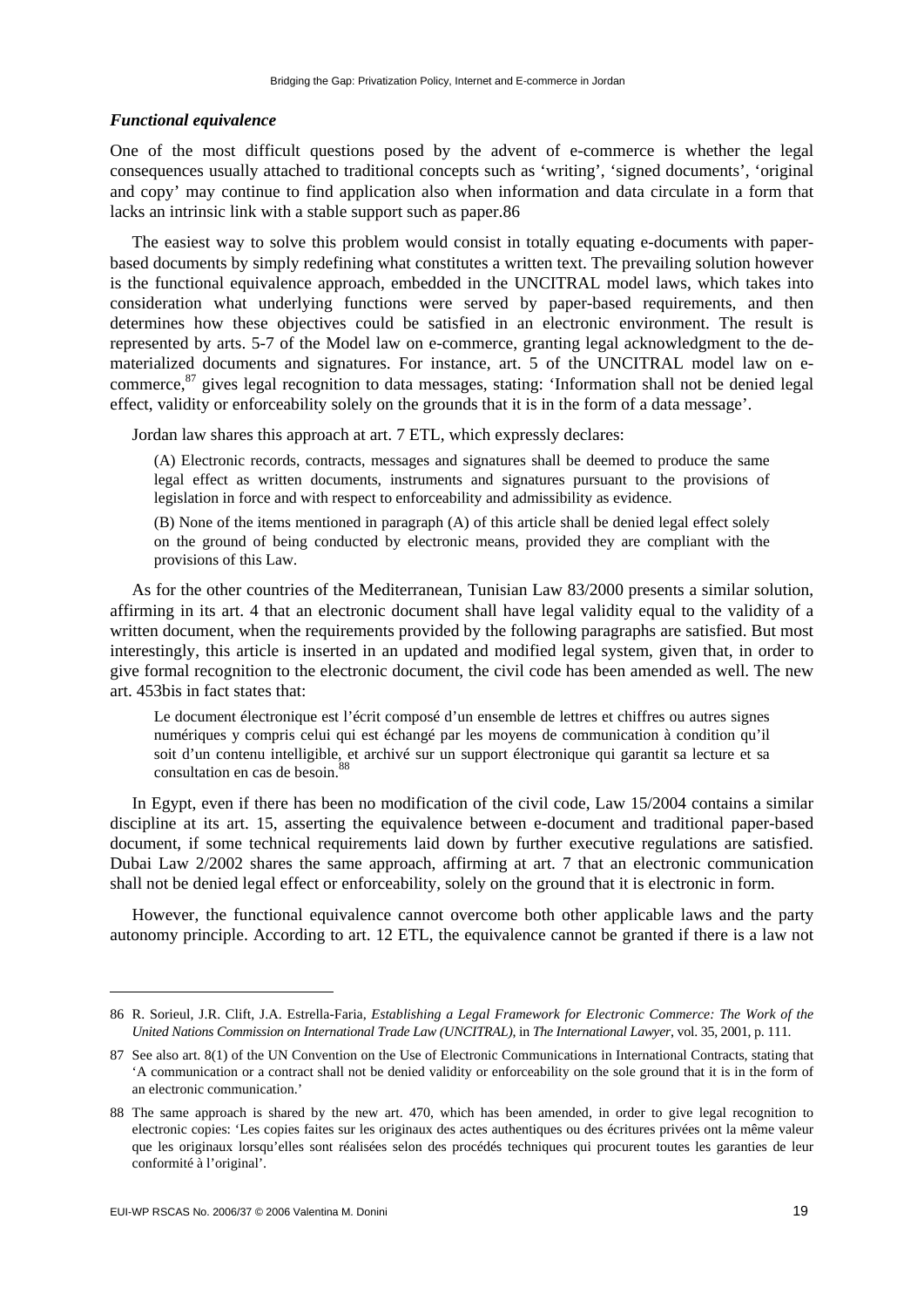### *Functional equivalence*

One of the most difficult questions posed by the advent of e-commerce is whether the legal consequences usually attached to traditional concepts such as 'writing', 'signed documents', 'original and copy' may continue to find application also when information and data circulate in a form that lacks an intrinsic link with a stable support such as paper.86

The easiest way to solve this problem would consist in totally equating e-documents with paper-based documents by simply redefining what constitutes a written text. The prevailing solution however is the functional equivalence approach, embedded in the UNCITRAL model laws, which takes into consideration what underlying functions were served by paper-based requirements, and then determines how these objectives could be satisfied in an electronic environment. The result is represented by arts. 5-7 of the Model law on e-commerce, granting legal acknowledgment to the de-materialized documents and signatures. For instance, art. 5 of the UNCITRAL model law on e-commerce,[87] gives legal recognition to data messages, stating: 'Information shall not be denied legal effect, validity or enforceability solely on the grounds that it is in the form of a data message'.

Jordan law shares this approach at art. 7 ETL, which expressly declares:

> (A) Electronic records, contracts, messages and signatures shall be deemed to produce the same legal effect as written documents, instruments and signatures pursuant to the provisions of legislation in force and with respect to enforceability and admissibility as evidence.
>
> (B) None of the items mentioned in paragraph (A) of this article shall be denied legal effect solely on the ground of being conducted by electronic means, provided they are compliant with the provisions of this Law.

As for the other countries of the Mediterranean, Tunisian Law 83/2000 presents a similar solution, affirming in its art. 4 that an electronic document shall have legal validity equal to the validity of a written document, when the requirements provided by the following paragraphs are satisfied. But most interestingly, this article is inserted in an updated and modified legal system, given that, in order to give formal recognition to the electronic document, the civil code has been amended as well. The new art. 453bis in fact states that:

> Le document électronique est l'écrit composé d'un ensemble de lettres et chiffres ou autres signes numériques y compris celui qui est échangé par les moyens de communication à condition qu'il soit d'un contenu intelligible, et archivé sur un support électronique qui garantit sa lecture et sa consultation en cas de besoin.[88]

In Egypt, even if there has been no modification of the civil code, Law 15/2004 contains a similar discipline at its art. 15, asserting the equivalence between e-document and traditional paper-based document, if some technical requirements laid down by further executive regulations are satisfied. Dubai Law 2/2002 shares the same approach, affirming at art. 7 that an electronic communication shall not be denied legal effect or enforceability, solely on the ground that it is electronic in form.

However, the functional equivalence cannot overcome both other applicable laws and the party autonomy principle. According to art. 12 ETL, the equivalence cannot be granted if there is a law not

---

86 R. Sorieul, J.R. Clift, J.A. Estrella-Faria, *Establishing a Legal Framework for Electronic Commerce: The Work of the United Nations Commission on International Trade Law (UNCITRAL)*, in *The International Lawyer*, vol. 35, 2001, p. 111.

87 See also art. 8(1) of the UN Convention on the Use of Electronic Communications in International Contracts, stating that 'A communication or a contract shall not be denied validity or enforceability on the sole ground that it is in the form of an electronic communication.'

88 The same approach is shared by the new art. 470, which has been amended, in order to give legal recognition to electronic copies: 'Les copies faites sur les originaux des actes authentiques ou des écritures privées ont la même valeur que les originaux lorsqu'elles sont réalisées selon des procédés techniques qui procurent toutes les garanties de leur conformité à l'original'.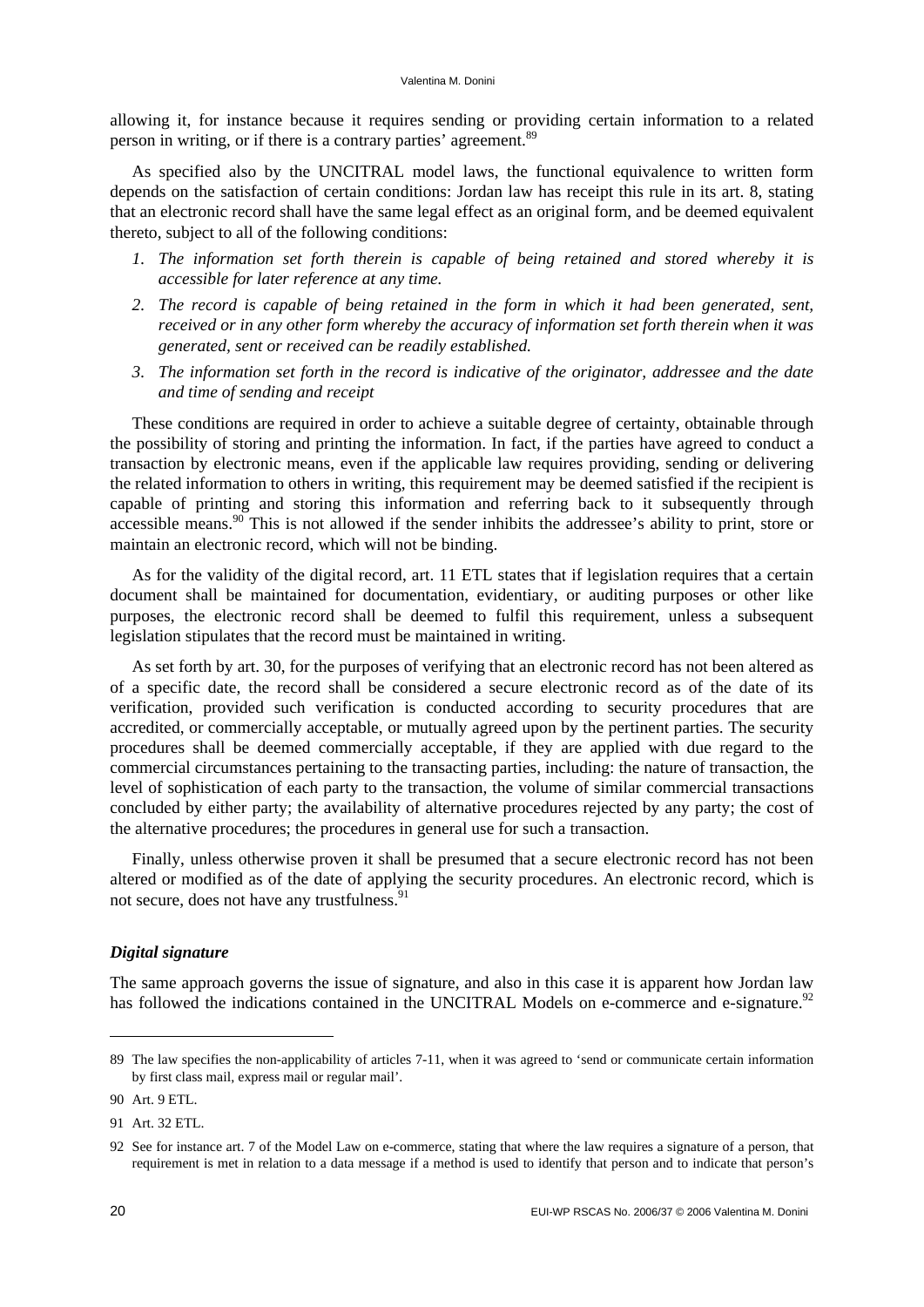allowing it, for instance because it requires sending or providing certain information to a related person in writing, or if there is a contrary parties' agreement.[89]

As specified also by the UNCITRAL model laws, the functional equivalence to written form depends on the satisfaction of certain conditions: Jordan law has receipt this rule in its art. 8, stating that an electronic record shall have the same legal effect as an original form, and be deemed equivalent thereto, subject to all of the following conditions:

1. *The information set forth therein is capable of being retained and stored whereby it is accessible for later reference at any time.*
2. *The record is capable of being retained in the form in which it had been generated, sent, received or in any other form whereby the accuracy of information set forth therein when it was generated, sent or received can be readily established.*
3. *The information set forth in the record is indicative of the originator, addressee and the date and time of sending and receipt*

These conditions are required in order to achieve a suitable degree of certainty, obtainable through the possibility of storing and printing the information. In fact, if the parties have agreed to conduct a transaction by electronic means, even if the applicable law requires providing, sending or delivering the related information to others in writing, this requirement may be deemed satisfied if the recipient is capable of printing and storing this information and referring back to it subsequently through accessible means.[90] This is not allowed if the sender inhibits the addressee's ability to print, store or maintain an electronic record, which will not be binding.

As for the validity of the digital record, art. 11 ETL states that if legislation requires that a certain document shall be maintained for documentation, evidentiary, or auditing purposes or other like purposes, the electronic record shall be deemed to fulfil this requirement, unless a subsequent legislation stipulates that the record must be maintained in writing.

As set forth by art. 30, for the purposes of verifying that an electronic record has not been altered as of a specific date, the record shall be considered a secure electronic record as of the date of its verification, provided such verification is conducted according to security procedures that are accredited, or commercially acceptable, or mutually agreed upon by the pertinent parties. The security procedures shall be deemed commercially acceptable, if they are applied with due regard to the commercial circumstances pertaining to the transacting parties, including: the nature of transaction, the level of sophistication of each party to the transaction, the volume of similar commercial transactions concluded by either party; the availability of alternative procedures rejected by any party; the cost of the alternative procedures; the procedures in general use for such a transaction.

Finally, unless otherwise proven it shall be presumed that a secure electronic record has not been altered or modified as of the date of applying the security procedures. An electronic record, which is not secure, does not have any trustfulness.[91]

### *Digital signature*

The same approach governs the issue of signature, and also in this case it is apparent how Jordan law has followed the indications contained in the UNCITRAL Models on e-commerce and e-signature.[92]

---

89 The law specifies the non-applicability of articles 7-11, when it was agreed to 'send or communicate certain information by first class mail, express mail or regular mail'.

90 Art. 9 ETL.

91 Art. 32 ETL.

92 See for instance art. 7 of the Model Law on e-commerce, stating that where the law requires a signature of a person, that requirement is met in relation to a data message if a method is used to identify that person and to indicate that person's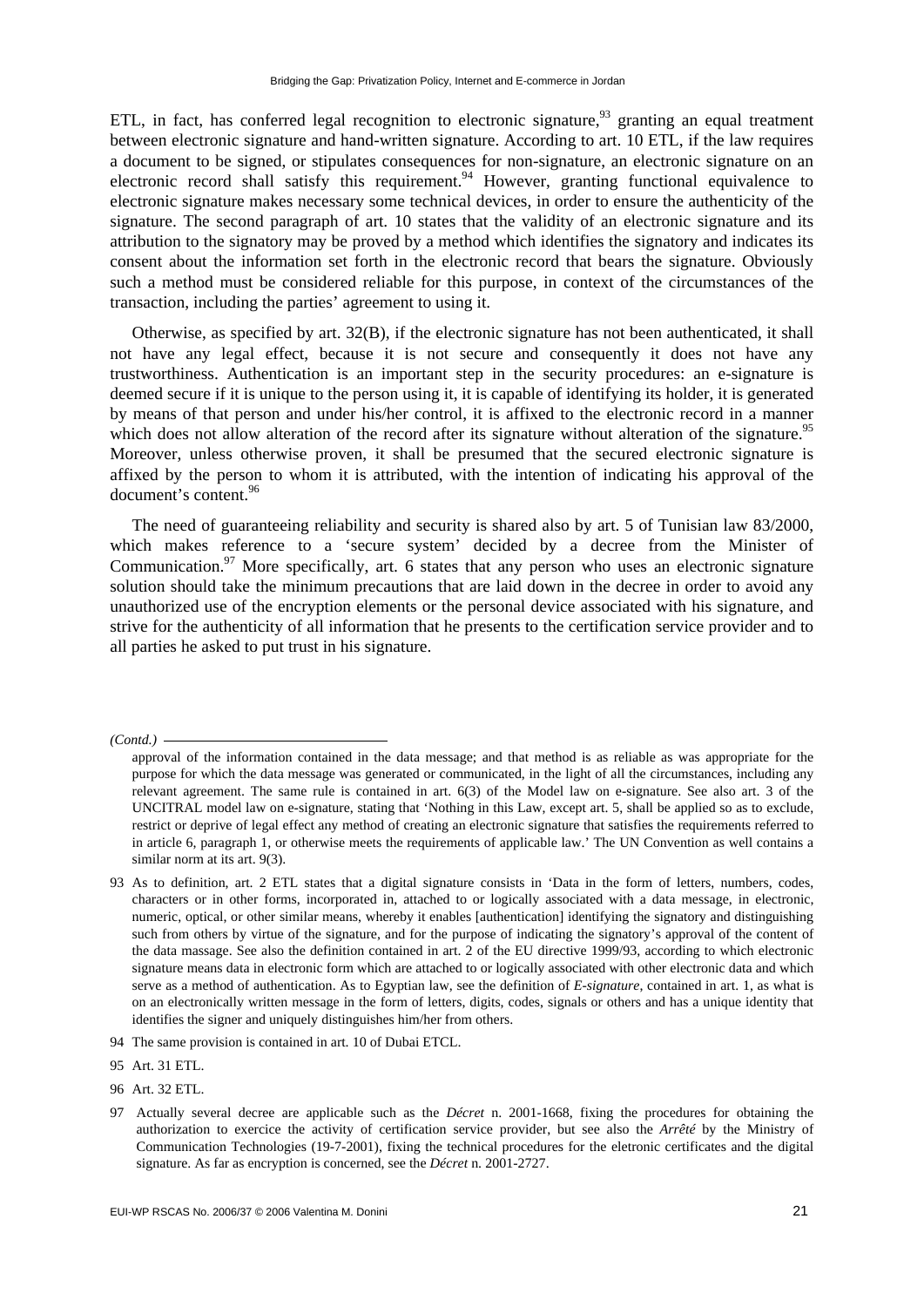ETL, in fact, has conferred legal recognition to electronic signature,[93] granting an equal treatment between electronic signature and hand-written signature. According to art. 10 ETL, if the law requires a document to be signed, or stipulates consequences for non-signature, an electronic signature on an electronic record shall satisfy this requirement.[94] However, granting functional equivalence to electronic signature makes necessary some technical devices, in order to ensure the authenticity of the signature. The second paragraph of art. 10 states that the validity of an electronic signature and its attribution to the signatory may be proved by a method which identifies the signatory and indicates its consent about the information set forth in the electronic record that bears the signature. Obviously such a method must be considered reliable for this purpose, in context of the circumstances of the transaction, including the parties' agreement to using it.

Otherwise, as specified by art. 32(B), if the electronic signature has not been authenticated, it shall not have any legal effect, because it is not secure and consequently it does not have any trustworthiness. Authentication is an important step in the security procedures: an e-signature is deemed secure if it is unique to the person using it, it is capable of identifying its holder, it is generated by means of that person and under his/her control, it is affixed to the electronic record in a manner which does not allow alteration of the record after its signature without alteration of the signature.[95] Moreover, unless otherwise proven, it shall be presumed that the secured electronic signature is affixed by the person to whom it is attributed, with the intention of indicating his approval of the document's content.[96]

The need of guaranteeing reliability and security is shared also by art. 5 of Tunisian law 83/2000, which makes reference to a 'secure system' decided by a decree from the Minister of Communication.[97] More specifically, art. 6 states that any person who uses an electronic signature solution should take the minimum precautions that are laid down in the decree in order to avoid any unauthorized use of the encryption elements or the personal device associated with his signature, and strive for the authenticity of all information that he presents to the certification service provider and to all parties he asked to put trust in his signature.

---

*(Contd.)*

approval of the information contained in the data message; and that method is as reliable as was appropriate for the purpose for which the data message was generated or communicated, in the light of all the circumstances, including any relevant agreement. The same rule is contained in art. 6(3) of the Model law on e-signature. See also art. 3 of the UNCITRAL model law on e-signature, stating that 'Nothing in this Law, except art. 5, shall be applied so as to exclude, restrict or deprive of legal effect any method of creating an electronic signature that satisfies the requirements referred to in article 6, paragraph 1, or otherwise meets the requirements of applicable law.' The UN Convention as well contains a similar norm at its art. 9(3).

93 As to definition, art. 2 ETL states that a digital signature consists in 'Data in the form of letters, numbers, codes, characters or in other forms, incorporated in, attached to or logically associated with a data message, in electronic, numeric, optical, or other similar means, whereby it enables [authentication] identifying the signatory and distinguishing such from others by virtue of the signature, and for the purpose of indicating the signatory's approval of the content of the data massage. See also the definition contained in art. 2 of the EU directive 1999/93, according to which electronic signature means data in electronic form which are attached to or logically associated with other electronic data and which serve as a method of authentication. As to Egyptian law, see the definition of *E-signature*, contained in art. 1, as what is on an electronically written message in the form of letters, digits, codes, signals or others and has a unique identity that identifies the signer and uniquely distinguishes him/her from others.

94 The same provision is contained in art. 10 of Dubai ETCL.

95 Art. 31 ETL.

96 Art. 32 ETL.

97 Actually several decree are applicable such as the *Décret* n. 2001-1668, fixing the procedures for obtaining the authorization to exercice the activity of certification service provider, but see also the *Arrêté* by the Ministry of Communication Technologies (19-7-2001), fixing the technical procedures for the eletronic certificates and the digital signature. As far as encryption is concerned, see the *Décret* n. 2001-2727.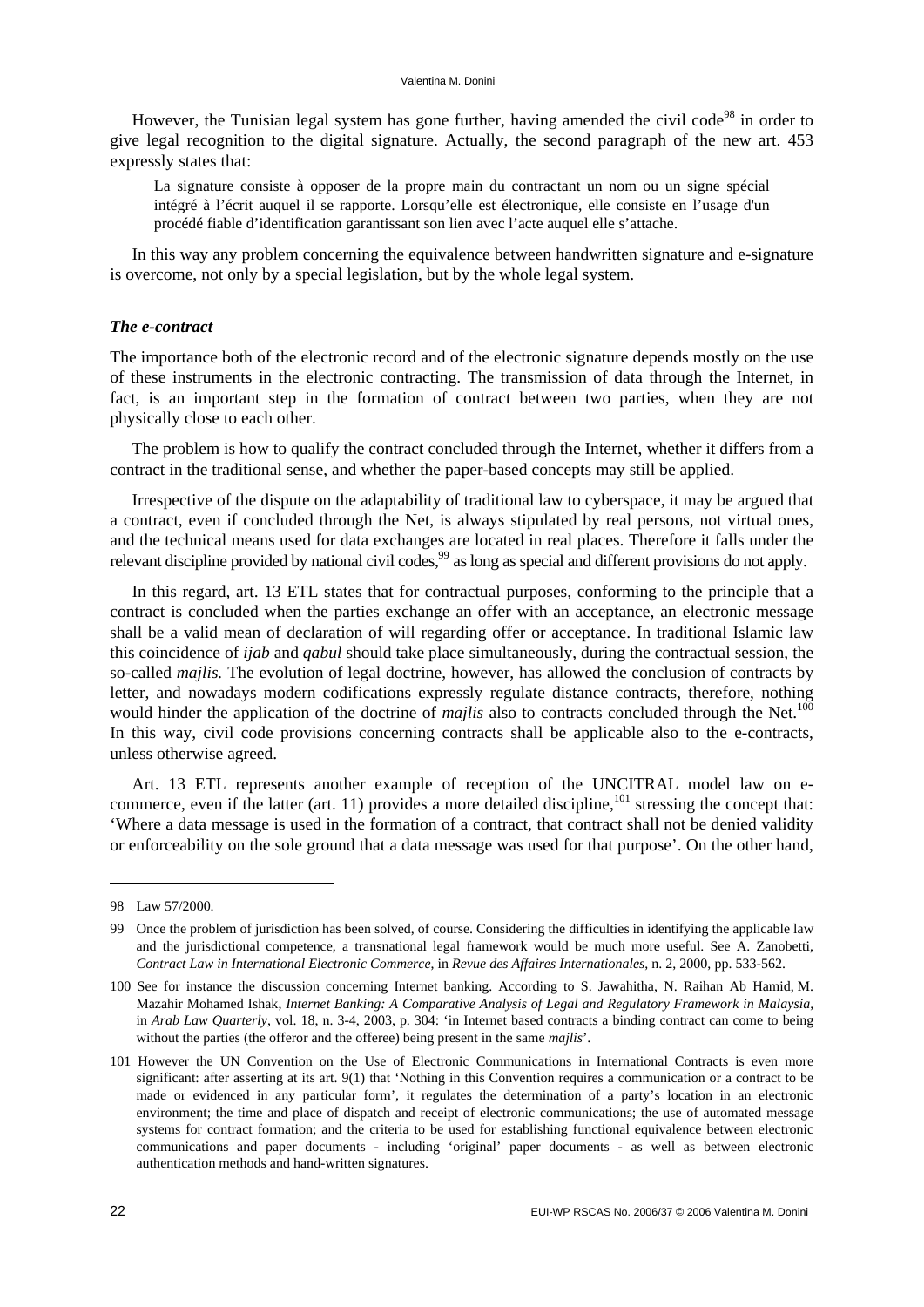However, the Tunisian legal system has gone further, having amended the civil code[98] in order to give legal recognition to the digital signature. Actually, the second paragraph of the new art. 453 expressly states that:

> La signature consiste à opposer de la propre main du contractant un nom ou un signe spécial intégré à l'écrit auquel il se rapporte. Lorsqu'elle est électronique, elle consiste en l'usage d'un procédé fiable d'identification garantissant son lien avec l'acte auquel elle s'attache.

In this way any problem concerning the equivalence between handwritten signature and e-signature is overcome, not only by a special legislation, but by the whole legal system.

### *The e-contract*

The importance both of the electronic record and of the electronic signature depends mostly on the use of these instruments in the electronic contracting. The transmission of data through the Internet, in fact, is an important step in the formation of contract between two parties, when they are not physically close to each other.

The problem is how to qualify the contract concluded through the Internet, whether it differs from a contract in the traditional sense, and whether the paper-based concepts may still be applied.

Irrespective of the dispute on the adaptability of traditional law to cyberspace, it may be argued that a contract, even if concluded through the Net, is always stipulated by real persons, not virtual ones, and the technical means used for data exchanges are located in real places. Therefore it falls under the relevant discipline provided by national civil codes,[99] as long as special and different provisions do not apply.

In this regard, art. 13 ETL states that for contractual purposes, conforming to the principle that a contract is concluded when the parties exchange an offer with an acceptance, an electronic message shall be a valid mean of declaration of will regarding offer or acceptance. In traditional Islamic law this coincidence of *ijab* and *qabul* should take place simultaneously, during the contractual session, the so-called *majlis.* The evolution of legal doctrine, however, has allowed the conclusion of contracts by letter, and nowadays modern codifications expressly regulate distance contracts, therefore, nothing would hinder the application of the doctrine of *majlis* also to contracts concluded through the Net.[100] In this way, civil code provisions concerning contracts shall be applicable also to the e-contracts, unless otherwise agreed.

Art. 13 ETL represents another example of reception of the UNCITRAL model law on e-commerce, even if the latter (art. 11) provides a more detailed discipline,[101] stressing the concept that: 'Where a data message is used in the formation of a contract, that contract shall not be denied validity or enforceability on the sole ground that a data message was used for that purpose'. On the other hand,

---

98 Law 57/2000.

99 Once the problem of jurisdiction has been solved, of course. Considering the difficulties in identifying the applicable law and the jurisdictional competence, a transnational legal framework would be much more useful. See A. Zanobetti, *Contract Law in International Electronic Commerce*, in *Revue des Affaires Internationales*, n. 2, 2000, pp. 533-562.

100 See for instance the discussion concerning Internet banking. According to S. Jawahitha, N. Raihan Ab Hamid, M. Mazahir Mohamed Ishak, *Internet Banking: A Comparative Analysis of Legal and Regulatory Framework in Malaysia*, in *Arab Law Quarterly*, vol. 18, n. 3-4, 2003, p. 304: 'in Internet based contracts a binding contract can come to being without the parties (the offeror and the offeree) being present in the same *majlis*'.

101 However the UN Convention on the Use of Electronic Communications in International Contracts is even more significant: after asserting at its art. 9(1) that 'Nothing in this Convention requires a communication or a contract to be made or evidenced in any particular form', it regulates the determination of a party's location in an electronic environment; the time and place of dispatch and receipt of electronic communications; the use of automated message systems for contract formation; and the criteria to be used for establishing functional equivalence between electronic communications and paper documents - including 'original' paper documents - as well as between electronic authentication methods and hand-written signatures.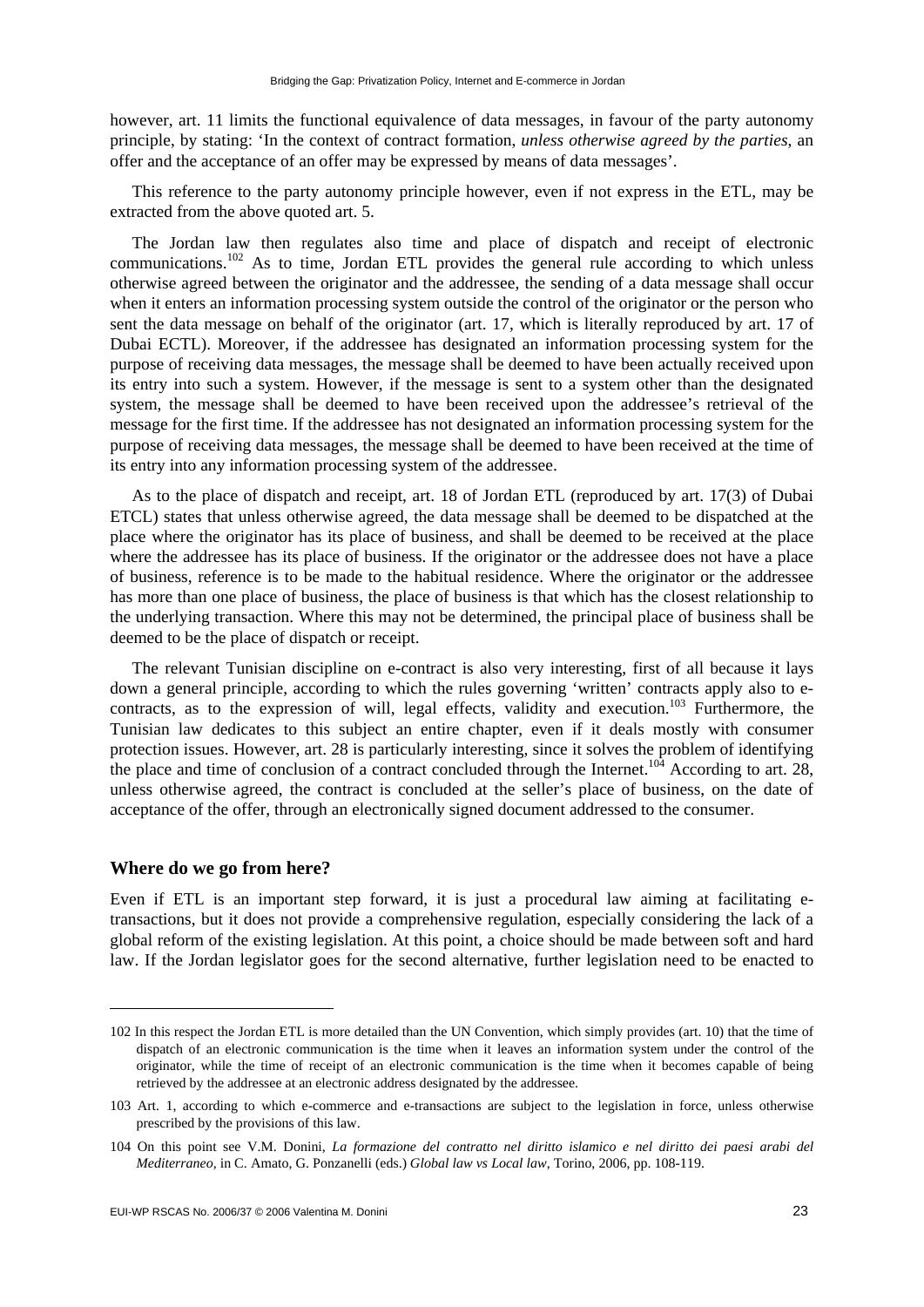however, art. 11 limits the functional equivalence of data messages, in favour of the party autonomy principle, by stating: 'In the context of contract formation, *unless otherwise agreed by the parties*, an offer and the acceptance of an offer may be expressed by means of data messages'.

This reference to the party autonomy principle however, even if not express in the ETL, may be extracted from the above quoted art. 5.

The Jordan law then regulates also time and place of dispatch and receipt of electronic communications.[102] As to time, Jordan ETL provides the general rule according to which unless otherwise agreed between the originator and the addressee, the sending of a data message shall occur when it enters an information processing system outside the control of the originator or the person who sent the data message on behalf of the originator (art. 17, which is literally reproduced by art. 17 of Dubai ECTL). Moreover, if the addressee has designated an information processing system for the purpose of receiving data messages, the message shall be deemed to have been actually received upon its entry into such a system. However, if the message is sent to a system other than the designated system, the message shall be deemed to have been received upon the addressee's retrieval of the message for the first time. If the addressee has not designated an information processing system for the purpose of receiving data messages, the message shall be deemed to have been received at the time of its entry into any information processing system of the addressee.

As to the place of dispatch and receipt, art. 18 of Jordan ETL (reproduced by art. 17(3) of Dubai ETCL) states that unless otherwise agreed, the data message shall be deemed to be dispatched at the place where the originator has its place of business, and shall be deemed to be received at the place where the addressee has its place of business. If the originator or the addressee does not have a place of business, reference is to be made to the habitual residence. Where the originator or the addressee has more than one place of business, the place of business is that which has the closest relationship to the underlying transaction. Where this may not be determined, the principal place of business shall be deemed to be the place of dispatch or receipt.

The relevant Tunisian discipline on e-contract is also very interesting, first of all because it lays down a general principle, according to which the rules governing 'written' contracts apply also to e-contracts, as to the expression of will, legal effects, validity and execution.[103] Furthermore, the Tunisian law dedicates to this subject an entire chapter, even if it deals mostly with consumer protection issues. However, art. 28 is particularly interesting, since it solves the problem of identifying the place and time of conclusion of a contract concluded through the Internet.[104] According to art. 28, unless otherwise agreed, the contract is concluded at the seller's place of business, on the date of acceptance of the offer, through an electronically signed document addressed to the consumer.

## Where do we go from here?

Even if ETL is an important step forward, it is just a procedural law aiming at facilitating e-transactions, but it does not provide a comprehensive regulation, especially considering the lack of a global reform of the existing legislation. At this point, a choice should be made between soft and hard law. If the Jordan legislator goes for the second alternative, further legislation need to be enacted to

---

102 In this respect the Jordan ETL is more detailed than the UN Convention, which simply provides (art. 10) that the time of dispatch of an electronic communication is the time when it leaves an information system under the control of the originator, while the time of receipt of an electronic communication is the time when it becomes capable of being retrieved by the addressee at an electronic address designated by the addressee.

103 Art. 1, according to which e-commerce and e-transactions are subject to the legislation in force, unless otherwise prescribed by the provisions of this law.

104 On this point see V.M. Donini, *La formazione del contratto nel diritto islamico e nel diritto dei paesi arabi del Mediterraneo*, in C. Amato, G. Ponzanelli (eds.) *Global law vs Local law*, Torino, 2006, pp. 108-119.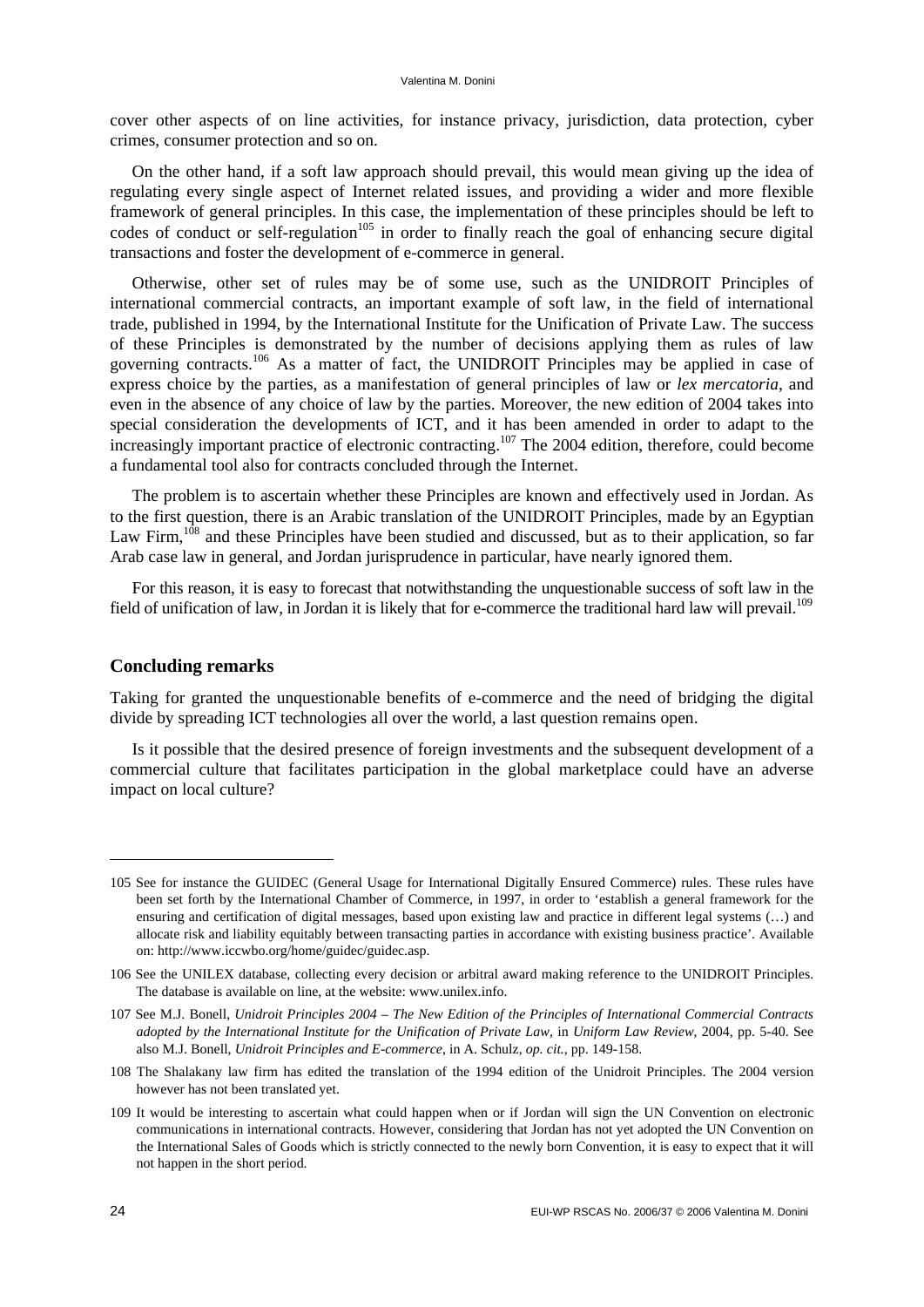cover other aspects of on line activities, for instance privacy, jurisdiction, data protection, cyber crimes, consumer protection and so on.

On the other hand, if a soft law approach should prevail, this would mean giving up the idea of regulating every single aspect of Internet related issues, and providing a wider and more flexible framework of general principles. In this case, the implementation of these principles should be left to codes of conduct or self-regulation[105] in order to finally reach the goal of enhancing secure digital transactions and foster the development of e-commerce in general.

Otherwise, other set of rules may be of some use, such as the UNIDROIT Principles of international commercial contracts, an important example of soft law, in the field of international trade, published in 1994, by the International Institute for the Unification of Private Law. The success of these Principles is demonstrated by the number of decisions applying them as rules of law governing contracts.[106] As a matter of fact, the UNIDROIT Principles may be applied in case of express choice by the parties, as a manifestation of general principles of law or *lex mercatoria*, and even in the absence of any choice of law by the parties. Moreover, the new edition of 2004 takes into special consideration the developments of ICT, and it has been amended in order to adapt to the increasingly important practice of electronic contracting.[107] The 2004 edition, therefore, could become a fundamental tool also for contracts concluded through the Internet.

The problem is to ascertain whether these Principles are known and effectively used in Jordan. As to the first question, there is an Arabic translation of the UNIDROIT Principles, made by an Egyptian Law Firm,[108] and these Principles have been studied and discussed, but as to their application, so far Arab case law in general, and Jordan jurisprudence in particular, have nearly ignored them.

For this reason, it is easy to forecast that notwithstanding the unquestionable success of soft law in the field of unification of law, in Jordan it is likely that for e-commerce the traditional hard law will prevail.[109]

## Concluding remarks

Taking for granted the unquestionable benefits of e-commerce and the need of bridging the digital divide by spreading ICT technologies all over the world, a last question remains open.

Is it possible that the desired presence of foreign investments and the subsequent development of a commercial culture that facilitates participation in the global marketplace could have an adverse impact on local culture?

---

105 See for instance the GUIDEC (General Usage for International Digitally Ensured Commerce) rules. These rules have been set forth by the International Chamber of Commerce, in 1997, in order to 'establish a general framework for the ensuring and certification of digital messages, based upon existing law and practice in different legal systems (…) and allocate risk and liability equitably between transacting parties in accordance with existing business practice'. Available on: http://www.iccwbo.org/home/guidec/guidec.asp.

106 See the UNILEX database, collecting every decision or arbitral award making reference to the UNIDROIT Principles. The database is available on line, at the website: www.unilex.info.

107 See M.J. Bonell, *Unidroit Principles 2004 – The New Edition of the Principles of International Commercial Contracts adopted by the International Institute for the Unification of Private Law*, in *Uniform Law Review*, 2004, pp. 5-40. See also M.J. Bonell, *Unidroit Principles and E-commerce*, in A. Schulz, *op. cit.*, pp. 149-158.

108 The Shalakany law firm has edited the translation of the 1994 edition of the Unidroit Principles. The 2004 version however has not been translated yet.

109 It would be interesting to ascertain what could happen when or if Jordan will sign the UN Convention on electronic communications in international contracts. However, considering that Jordan has not yet adopted the UN Convention on the International Sales of Goods which is strictly connected to the newly born Convention, it is easy to expect that it will not happen in the short period.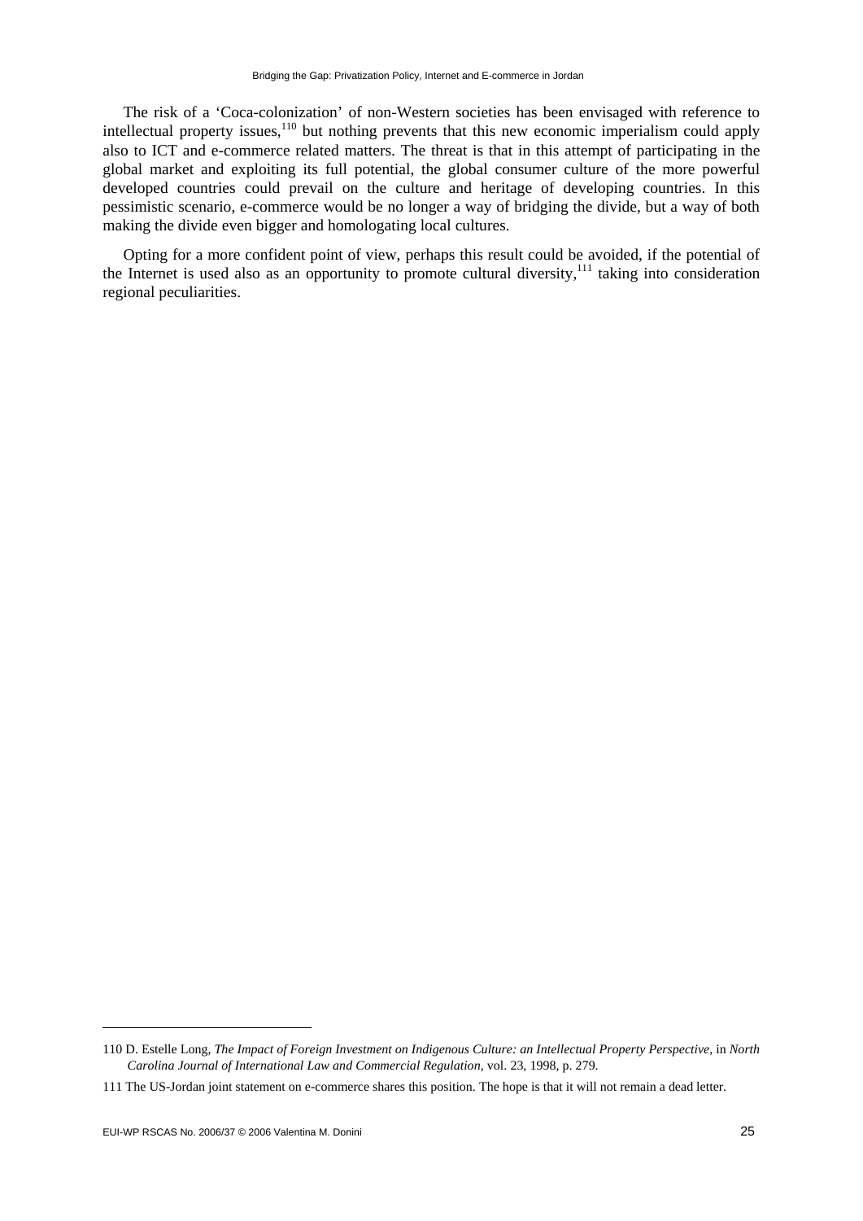The risk of a 'Coca-colonization' of non-Western societies has been envisaged with reference to intellectual property issues,[110] but nothing prevents that this new economic imperialism could apply also to ICT and e-commerce related matters. The threat is that in this attempt of participating in the global market and exploiting its full potential, the global consumer culture of the more powerful developed countries could prevail on the culture and heritage of developing countries. In this pessimistic scenario, e-commerce would be no longer a way of bridging the divide, but a way of both making the divide even bigger and homologating local cultures.

Opting for a more confident point of view, perhaps this result could be avoided, if the potential of the Internet is used also as an opportunity to promote cultural diversity,[111] taking into consideration regional peculiarities.

---

110 D. Estelle Long, *The Impact of Foreign Investment on Indigenous Culture: an Intellectual Property Perspective*, in *North Carolina Journal of International Law and Commercial Regulation,* vol. 23, 1998, p. 279.

111 The US-Jordan joint statement on e-commerce shares this position. The hope is that it will not remain a dead letter.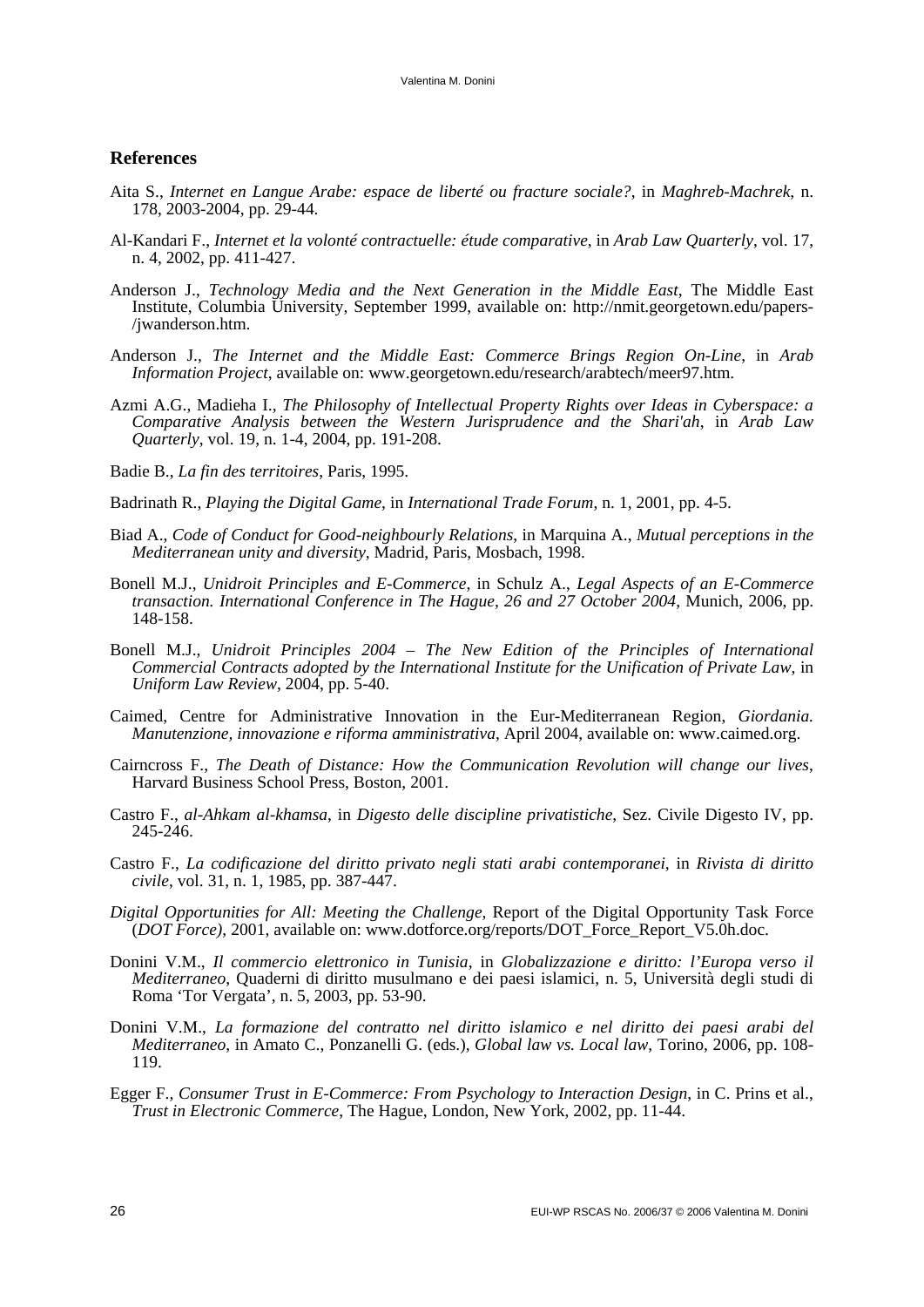## References

Aita S., *Internet en Langue Arabe: espace de liberté ou fracture sociale?*, in *Maghreb-Machrek*, n. 178, 2003-2004, pp. 29-44.

Al-Kandari F., *Internet et la volonté contractuelle: étude comparative*, in *Arab Law Quarterly*, vol. 17, n. 4, 2002, pp. 411-427.

Anderson J., *Technology Media and the Next Generation in the Middle East*, The Middle East Institute, Columbia University, September 1999, available on: http://nmit.georgetown.edu/papers-/jwanderson.htm.

Anderson J., *The Internet and the Middle East: Commerce Brings Region On-Line*, in *Arab Information Project*, available on: www.georgetown.edu/research/arabtech/meer97.htm.

Azmi A.G., Madieha I., *The Philosophy of Intellectual Property Rights over Ideas in Cyberspace: a Comparative Analysis between the Western Jurisprudence and the Shari'ah*, in *Arab Law Quarterly*, vol. 19, n. 1-4, 2004, pp. 191-208.

Badie B., *La fin des territoires*, Paris, 1995.

Badrinath R., *Playing the Digital Game*, in *International Trade Forum*, n. 1, 2001, pp. 4-5.

Biad A., *Code of Conduct for Good-neighbourly Relations*, in Marquina A., *Mutual perceptions in the Mediterranean unity and diversity*, Madrid, Paris, Mosbach, 1998.

Bonell M.J., *Unidroit Principles and E-Commerce*, in Schulz A., *Legal Aspects of an E-Commerce transaction. International Conference in The Hague, 26 and 27 October 2004*, Munich, 2006, pp. 148-158.

Bonell M.J., *Unidroit Principles 2004 – The New Edition of the Principles of International Commercial Contracts adopted by the International Institute for the Unification of Private Law*, in *Uniform Law Review*, 2004, pp. 5-40.

Caimed, Centre for Administrative Innovation in the Eur-Mediterranean Region, *Giordania. Manutenzione, innovazione e riforma amministrativa*, April 2004, available on: www.caimed.org.

Cairncross F., *The Death of Distance: How the Communication Revolution will change our lives*, Harvard Business School Press, Boston, 2001.

Castro F., *al-Ahkam al-khamsa*, in *Digesto delle discipline privatistiche*, Sez. Civile Digesto IV, pp. 245-246.

Castro F., *La codificazione del diritto privato negli stati arabi contemporanei*, in *Rivista di diritto civile*, vol. 31, n. 1, 1985, pp. 387-447.

*Digital Opportunities for All: Meeting the Challenge,* Report of the Digital Opportunity Task Force (*DOT Force)*, 2001, available on: www.dotforce.org/reports/DOT_Force_Report_V5.0h.doc.

Donini V.M., *Il commercio elettronico in Tunisia*, in *Globalizzazione e diritto: l'Europa verso il Mediterraneo*, Quaderni di diritto musulmano e dei paesi islamici, n. 5, Università degli studi di Roma 'Tor Vergata', n. 5, 2003, pp. 53-90.

Donini V.M., *La formazione del contratto nel diritto islamico e nel diritto dei paesi arabi del Mediterraneo*, in Amato C., Ponzanelli G. (eds.), *Global law vs. Local law*, Torino, 2006, pp. 108-119.

Egger F., *Consumer Trust in E-Commerce: From Psychology to Interaction Design*, in C. Prins et al., *Trust in Electronic Commerce*, The Hague, London, New York, 2002, pp. 11-44.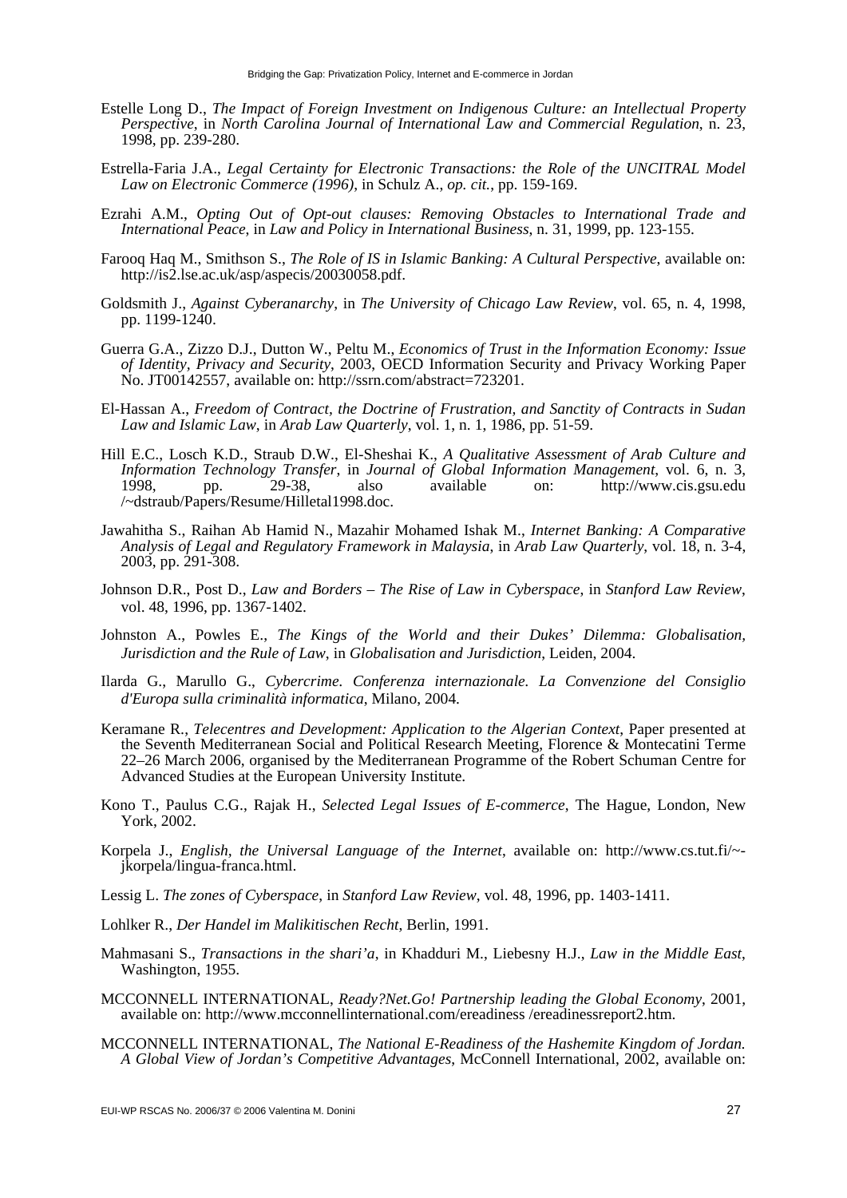Estelle Long D., *The Impact of Foreign Investment on Indigenous Culture: an Intellectual Property Perspective*, in *North Carolina Journal of International Law and Commercial Regulation*, n. 23, 1998, pp. 239-280.

Estrella-Faria J.A., *Legal Certainty for Electronic Transactions: the Role of the UNCITRAL Model Law on Electronic Commerce (1996)*, in Schulz A., *op. cit.*, pp. 159-169.

Ezrahi A.M., *Opting Out of Opt-out clauses: Removing Obstacles to International Trade and International Peace*, in *Law and Policy in International Business*, n. 31, 1999, pp. 123-155.

Farooq Haq M., Smithson S., *The Role of IS in Islamic Banking: A Cultural Perspective*, available on: http://is2.lse.ac.uk/asp/aspecis/20030058.pdf.

Goldsmith J., *Against Cyberanarchy*, in *The University of Chicago Law Review*, vol. 65, n. 4, 1998, pp. 1199-1240.

Guerra G.A., Zizzo D.J., Dutton W., Peltu M., *Economics of Trust in the Information Economy: Issue of Identity, Privacy and Security*, 2003, OECD Information Security and Privacy Working Paper No. JT00142557, available on: http://ssrn.com/abstract=723201.

El-Hassan A., *Freedom of Contract, the Doctrine of Frustration, and Sanctity of Contracts in Sudan Law and Islamic Law*, in *Arab Law Quarterly*, vol. 1, n. 1, 1986, pp. 51-59.

Hill E.C., Losch K.D., Straub D.W., El-Sheshai K., *A Qualitative Assessment of Arab Culture and Information Technology Transfer*, in *Journal of Global Information Management*, vol. 6, n. 3, 1998, pp. 29-38, also available on: http://www.cis.gsu.edu /~dstraub/Papers/Resume/Hilletal1998.doc.

Jawahitha S., Raihan Ab Hamid N., Mazahir Mohamed Ishak M., *Internet Banking: A Comparative Analysis of Legal and Regulatory Framework in Malaysia*, in *Arab Law Quarterly*, vol. 18, n. 3-4, 2003, pp. 291-308.

Johnson D.R., Post D., *Law and Borders – The Rise of Law in Cyberspace*, in *Stanford Law Review*, vol. 48, 1996, pp. 1367-1402.

Johnston A., Powles E., *The Kings of the World and their Dukes' Dilemma: Globalisation, Jurisdiction and the Rule of Law*, in *Globalisation and Jurisdiction*, Leiden, 2004.

Ilarda G., Marullo G., *Cybercrime. Conferenza internazionale. La Convenzione del Consiglio d'Europa sulla criminalità informatica*, Milano, 2004.

Keramane R., *Telecentres and Development: Application to the Algerian Context*, Paper presented at the Seventh Mediterranean Social and Political Research Meeting, Florence & Montecatini Terme 22–26 March 2006, organised by the Mediterranean Programme of the Robert Schuman Centre for Advanced Studies at the European University Institute.

Kono T., Paulus C.G., Rajak H., *Selected Legal Issues of E-commerce*, The Hague, London, New York, 2002.

Korpela J., *English, the Universal Language of the Internet*, available on: http://www.cs.tut.fi/~-jkorpela/lingua-franca.html.

Lessig L. *The zones of Cyberspace*, in *Stanford Law Review*, vol. 48, 1996, pp. 1403-1411.

Lohlker R., *Der Handel im Malikitischen Recht*, Berlin, 1991.

Mahmasani S., *Transactions in the shari'a*, in Khadduri M., Liebesny H.J., *Law in the Middle East*, Washington, 1955.

MCCONNELL INTERNATIONAL, *Ready?Net.Go! Partnership leading the Global Economy*, 2001, available on: http://www.mcconnellinternational.com/ereadiness /ereadinessreport2.htm.

MCCONNELL INTERNATIONAL, *The National E-Readiness of the Hashemite Kingdom of Jordan. A Global View of Jordan's Competitive Advantages*, McConnell International, 2002, available on: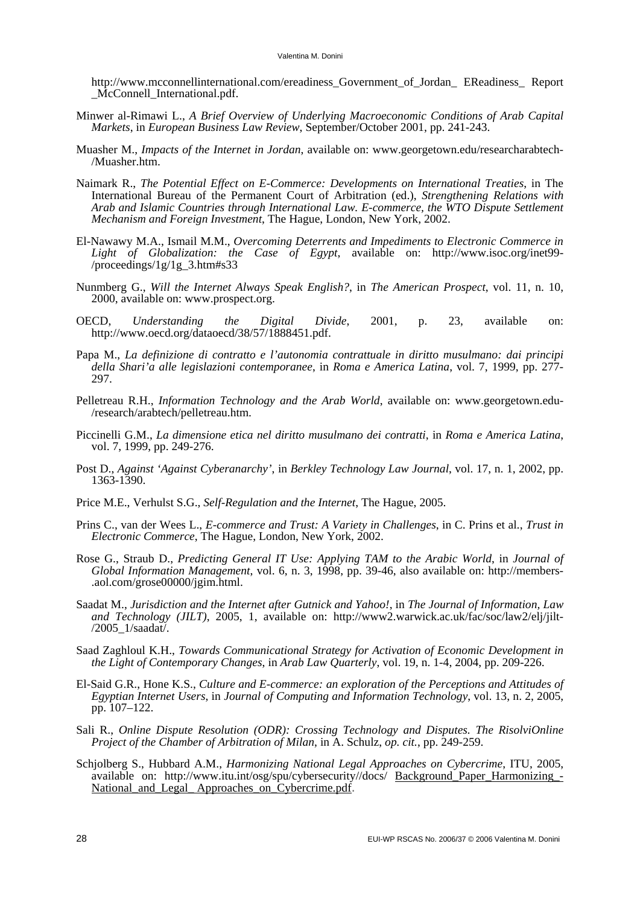http://www.mcconnellinternational.com/ereadiness_Government_of_Jordan_ EReadiness_ Report _McConnell_International.pdf.

Minwer al-Rimawi L., *A Brief Overview of Underlying Macroeconomic Conditions of Arab Capital Markets*, in *European Business Law Review*, September/October 2001, pp. 241-243.

Muasher M., *Impacts of the Internet in Jordan*, available on: www.georgetown.edu/researcharabtech-/Muasher.htm.

Naimark R., *The Potential Effect on E-Commerce: Developments on International Treaties*, in The International Bureau of the Permanent Court of Arbitration (ed.), *Strengthening Relations with Arab and Islamic Countries through International Law. E-commerce, the WTO Dispute Settlement Mechanism and Foreign Investment*, The Hague, London, New York, 2002.

El-Nawawy M.A., Ismail M.M., *Overcoming Deterrents and Impediments to Electronic Commerce in Light of Globalization: the Case of Egypt*, available on: http://www.isoc.org/inet99-/proceedings/1g/1g_3.htm#s33

Nunmberg G., *Will the Internet Always Speak English?*, in *The American Prospect*, vol. 11, n. 10, 2000, available on: www.prospect.org.

OECD, *Understanding the Digital Divide*, 2001, p. 23, available on: http://www.oecd.org/dataoecd/38/57/1888451.pdf.

Papa M., *La definizione di contratto e l'autonomia contrattuale in diritto musulmano: dai principi della Shari'a alle legislazioni contemporanee*, in *Roma e America Latina*, vol. 7, 1999, pp. 277-297.

Pelletreau R.H., *Information Technology and the Arab World*, available on: www.georgetown.edu-/research/arabtech/pelletreau.htm.

Piccinelli G.M., *La dimensione etica nel diritto musulmano dei contratti*, in *Roma e America Latina*, vol. 7, 1999, pp. 249-276.

Post D., *Against 'Against Cyberanarchy'*, in *Berkley Technology Law Journal*, vol. 17, n. 1, 2002, pp. 1363-1390.

Price M.E., Verhulst S.G., *Self-Regulation and the Internet*, The Hague, 2005.

Prins C., van der Wees L., *E-commerce and Trust: A Variety in Challenges*, in C. Prins et al., *Trust in Electronic Commerce*, The Hague, London, New York, 2002.

Rose G., Straub D., *Predicting General IT Use: Applying TAM to the Arabic World*, in *Journal of Global Information Management*, vol. 6, n. 3, 1998, pp. 39-46, also available on: http://members-.aol.com/grose00000/jgim.html.

Saadat M., *Jurisdiction and the Internet after Gutnick and Yahoo!*, in *The Journal of Information, Law and Technology (JILT)*, 2005, 1, available on: http://www2.warwick.ac.uk/fac/soc/law2/elj/jilt-/2005_1/saadat/.

Saad Zaghloul K.H., *Towards Communicational Strategy for Activation of Economic Development in the Light of Contemporary Changes*, in *Arab Law Quarterly*, vol. 19, n. 1-4, 2004, pp. 209-226.

El-Said G.R., Hone K.S., *Culture and E-commerce: an exploration of the Perceptions and Attitudes of Egyptian Internet Users*, in *Journal of Computing and Information Technology*, vol. 13, n. 2, 2005, pp. 107–122.

Sali R., *Online Dispute Resolution (ODR): Crossing Technology and Disputes. The RisolviOnline Project of the Chamber of Arbitration of Milan*, in A. Schulz, *op. cit.*, pp. 249-259.

Schjolberg S., Hubbard A.M., *Harmonizing National Legal Approaches on Cybercrime*, ITU, 2005, available on: http://www.itu.int/osg/spu/cybersecurity//docs/ Background_Paper_Harmonizing_-National_and_Legal_ Approaches_on_Cybercrime.pdf.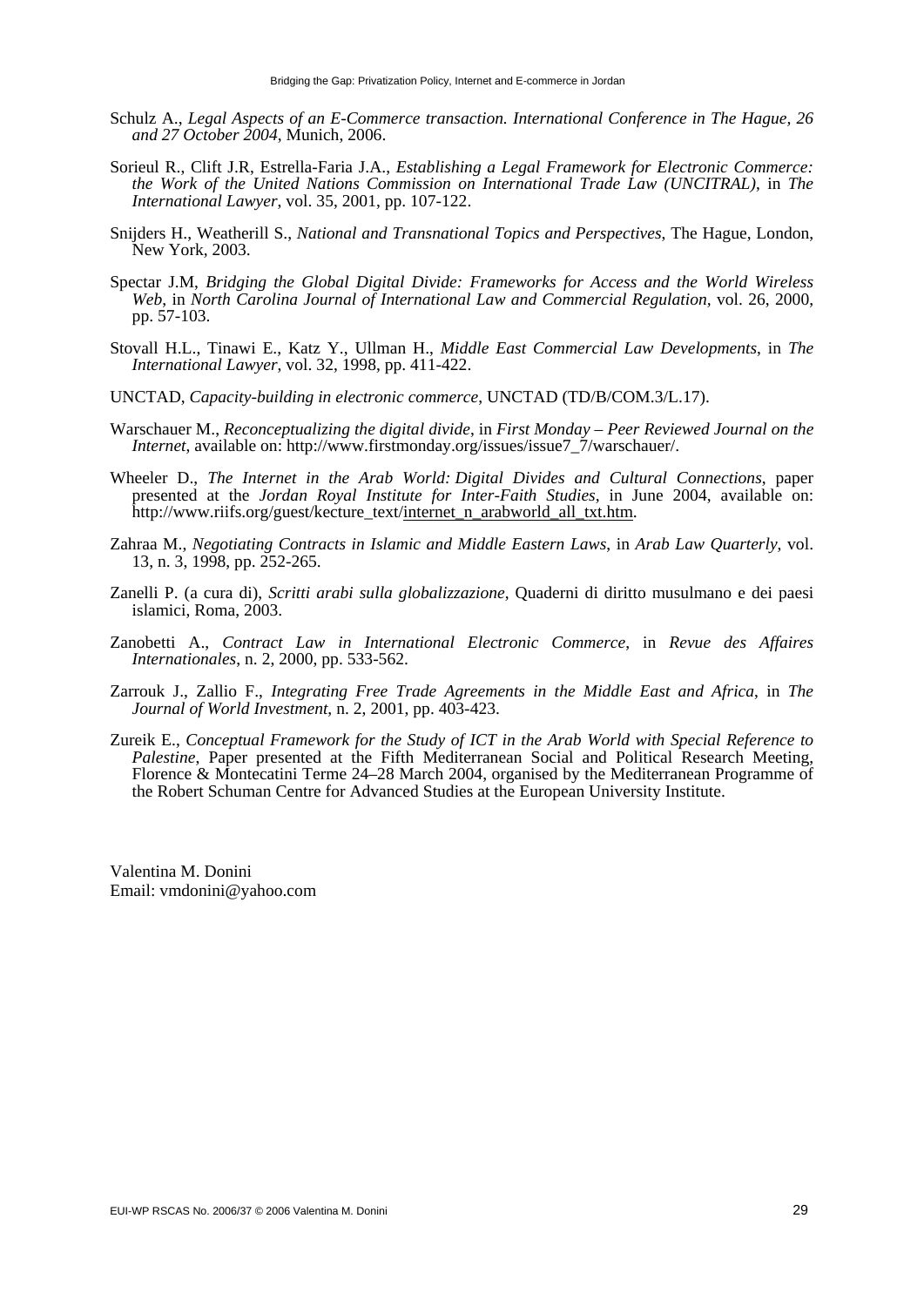Schulz A., *Legal Aspects of an E-Commerce transaction. International Conference in The Hague, 26 and 27 October 2004*, Munich, 2006.

Sorieul R., Clift J.R, Estrella-Faria J.A., *Establishing a Legal Framework for Electronic Commerce: the Work of the United Nations Commission on International Trade Law (UNCITRAL)*, in *The International Lawyer*, vol. 35, 2001, pp. 107-122.

Snijders H., Weatherill S., *National and Transnational Topics and Perspectives*, The Hague, London, New York, 2003.

Spectar J.M, *Bridging the Global Digital Divide: Frameworks for Access and the World Wireless Web*, in *North Carolina Journal of International Law and Commercial Regulation*, vol. 26, 2000, pp. 57-103.

Stovall H.L., Tinawi E., Katz Y., Ullman H., *Middle East Commercial Law Developments*, in *The International Lawyer*, vol. 32, 1998, pp. 411-422.

UNCTAD, *Capacity-building in electronic commerce*, UNCTAD (TD/B/COM.3/L.17).

Warschauer M., *Reconceptualizing the digital divide*, in *First Monday – Peer Reviewed Journal on the Internet*, available on: http://www.firstmonday.org/issues/issue7_7/warschauer/.

Wheeler D., *The Internet in the Arab World: Digital Divides and Cultural Connections*, paper presented at the *Jordan Royal Institute for Inter-Faith Studies*, in June 2004, available on: http://www.riifs.org/guest/kecture_text/internet_n_arabworld_all_txt.htm.

Zahraa M., *Negotiating Contracts in Islamic and Middle Eastern Laws*, in *Arab Law Quarterly*, vol. 13, n. 3, 1998, pp. 252-265.

Zanelli P. (a cura di), *Scritti arabi sulla globalizzazione*, Quaderni di diritto musulmano e dei paesi islamici, Roma, 2003.

Zanobetti A., *Contract Law in International Electronic Commerce*, in *Revue des Affaires Internationales*, n. 2, 2000, pp. 533-562.

Zarrouk J., Zallio F., *Integrating Free Trade Agreements in the Middle East and Africa*, in *The Journal of World Investment*, n. 2, 2001, pp. 403-423.

Zureik E., *Conceptual Framework for the Study of ICT in the Arab World with Special Reference to Palestine*, Paper presented at the Fifth Mediterranean Social and Political Research Meeting, Florence & Montecatini Terme 24–28 March 2004, organised by the Mediterranean Programme of the Robert Schuman Centre for Advanced Studies at the European University Institute.

Valentina M. Donini
Email: vmdonini@yahoo.com